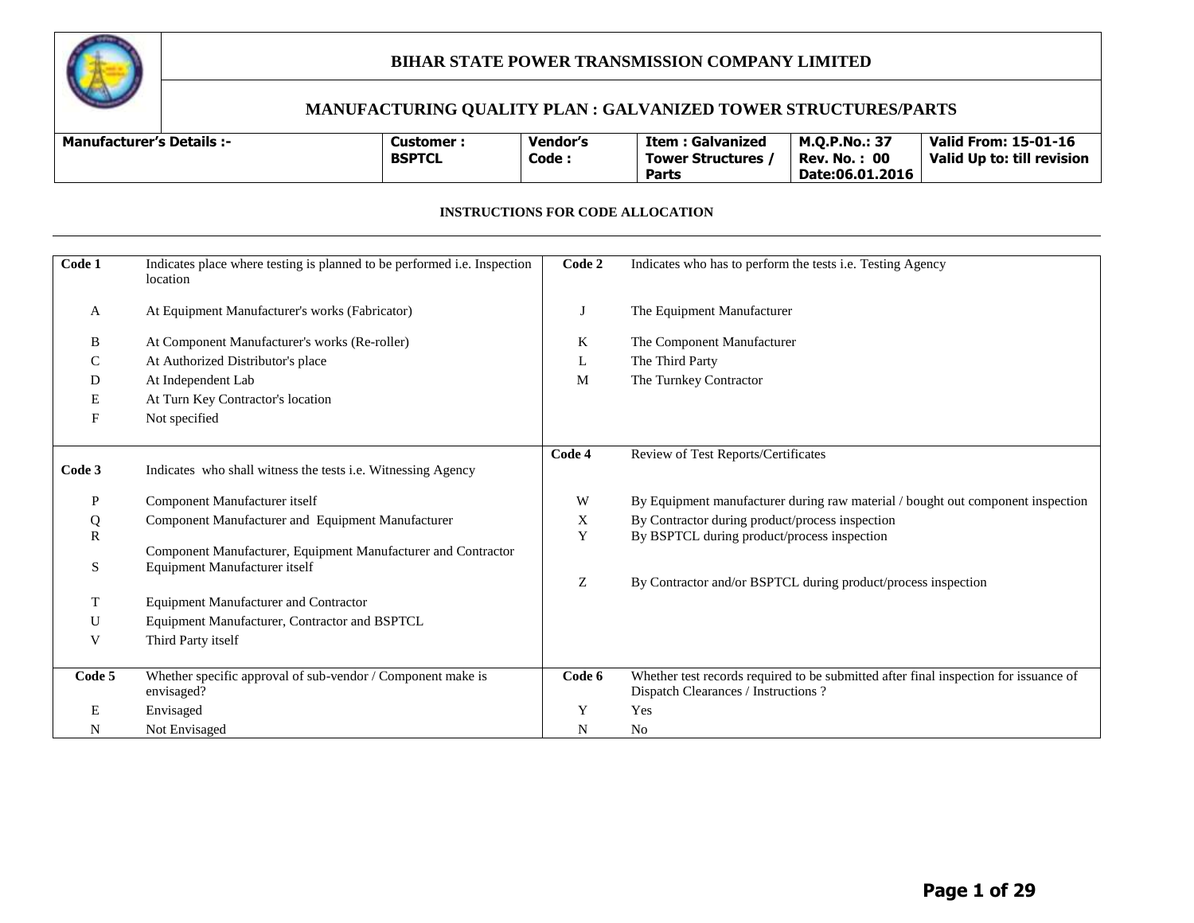# BIHAR STATE POWER TRANSMISSION COMPANY LIMITED

## MANUFACTURING QUALITY PLAN : GALVANIZED TOWER STRUCTURES/PARTS

| Manufacturer's Details :- | Customer : BSPTCL | Vendor's Code : | Item : Galvanized Tower Structures / Parts | M.Q.P.No.: 37 Rev. No. : 00 Date:06.01.2016 | Valid From: 15-01-16 Valid Up to: till revision |
|---|---|---|---|---|---|

### INSTRUCTIONS FOR CODE ALLOCATION

| Code 1 | Indicates place where testing is planned to be performed i.e. Inspection location | Code 2 | Indicates who has to perform the tests i.e. Testing Agency |
|---|---|---|---|
| A | At Equipment Manufacturer's works (Fabricator) | J | The Equipment Manufacturer |
| B | At Component Manufacturer's works (Re-roller) | K | The Component Manufacturer |
| C | At Authorized Distributor's place | L | The Third Party |
| D | At Independent Lab | M | The Turnkey Contractor |
| E | At Turn Key Contractor's location | | |
| F | Not specified | | |
| **Code 3** | Indicates who shall witness the tests i.e. Witnessing Agency | **Code 4** | Review of Test Reports/Certificates |
| P | Component Manufacturer itself | W | By Equipment manufacturer during raw material / bought out component inspection |
| Q | Component Manufacturer and Equipment Manufacturer | X | By Contractor during product/process inspection |
| R | Component Manufacturer, Equipment Manufacturer and Contractor | Y | By BSPTCL during product/process inspection |
| S | Equipment Manufacturer itself | Z | By Contractor and/or BSPTCL during product/process inspection |
| T | Equipment Manufacturer and Contractor | | |
| U | Equipment Manufacturer, Contractor and BSPTCL | | |
| V | Third Party itself | | |
| **Code 5** | Whether specific approval of sub-vendor / Component make is envisaged? | **Code 6** | Whether test records required to be submitted after final inspection for issuance of Dispatch Clearances / Instructions ? |
| E | Envisaged | Y | Yes |
| N | Not Envisaged | N | No |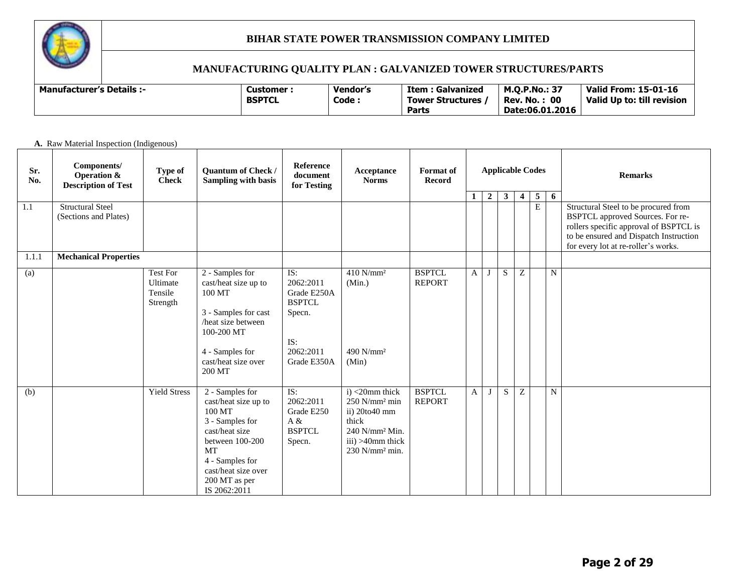# BIHAR STATE POWER TRANSMISSION COMPANY LIMITED

## MANUFACTURING QUALITY PLAN : GALVANIZED TOWER STRUCTURES/PARTS

| Manufacturer's Details :- | Customer : BSPTCL | Vendor's Code : | Item : Galvanized Tower Structures / Parts | M.Q.P.No.: 37 Rev. No. : 00 Date:06.01.2016 | Valid From: 15-01-16 Valid Up to: till revision |
|---|---|---|---|---|---|

**A.** Raw Material Inspection (Indigenous)

| Sr. No. | Components/ Operation & Description of Test | Type of Check | Quantum of Check / Sampling with basis | Reference document for Testing | Acceptance Norms | Format of Record | Applicable Codes | | | | | | Remarks |
|---|---|---|---|---|---|---|---|---|---|---|---|---|---|
| | | | | | | | 1 | 2 | 3 | 4 | 5 | 6 | |
| 1.1 | Structural Steel (Sections and Plates) | | | | | | | | | | E | | Structural Steel to be procured from BSPTCL approved Sources. For re-rollers specific approval of BSPTCL is to be ensured and Dispatch Instruction for every lot at re-roller's works. |
| 1.1.1 | **Mechanical Properties** | | | | | | | | | | | | |
| (a) | | Test For Ultimate Tensile Strength | 2 - Samples for cast/heat size up to 100 MT<br><br>3 - Samples for cast /heat size between 100-200 MT<br><br>4 - Samples for cast/heat size over 200 MT | IS: 2062:2011 Grade E250A BSPTCL Specn.<br><br>IS: 2062:2011 Grade E350A | 410 N/mm² (Min.)<br><br>490 N/mm² (Min) | BSPTCL REPORT | A | J | S | Z | | N | |
| (b) | | Yield Stress | 2 - Samples for cast/heat size up to 100 MT<br>3 - Samples for cast/heat size between 100-200 MT<br>4 - Samples for cast/heat size over 200 MT as per IS 2062:2011 | IS: 2062:2011 Grade E250 A & BSPTCL Specn. | i) <20mm thick 250 N/mm² min<br>ii) 20to40 mm thick 240 N/mm² Min.<br>iii) >40mm thick 230 N/mm² min. | BSPTCL REPORT | A | J | S | Z | | N | |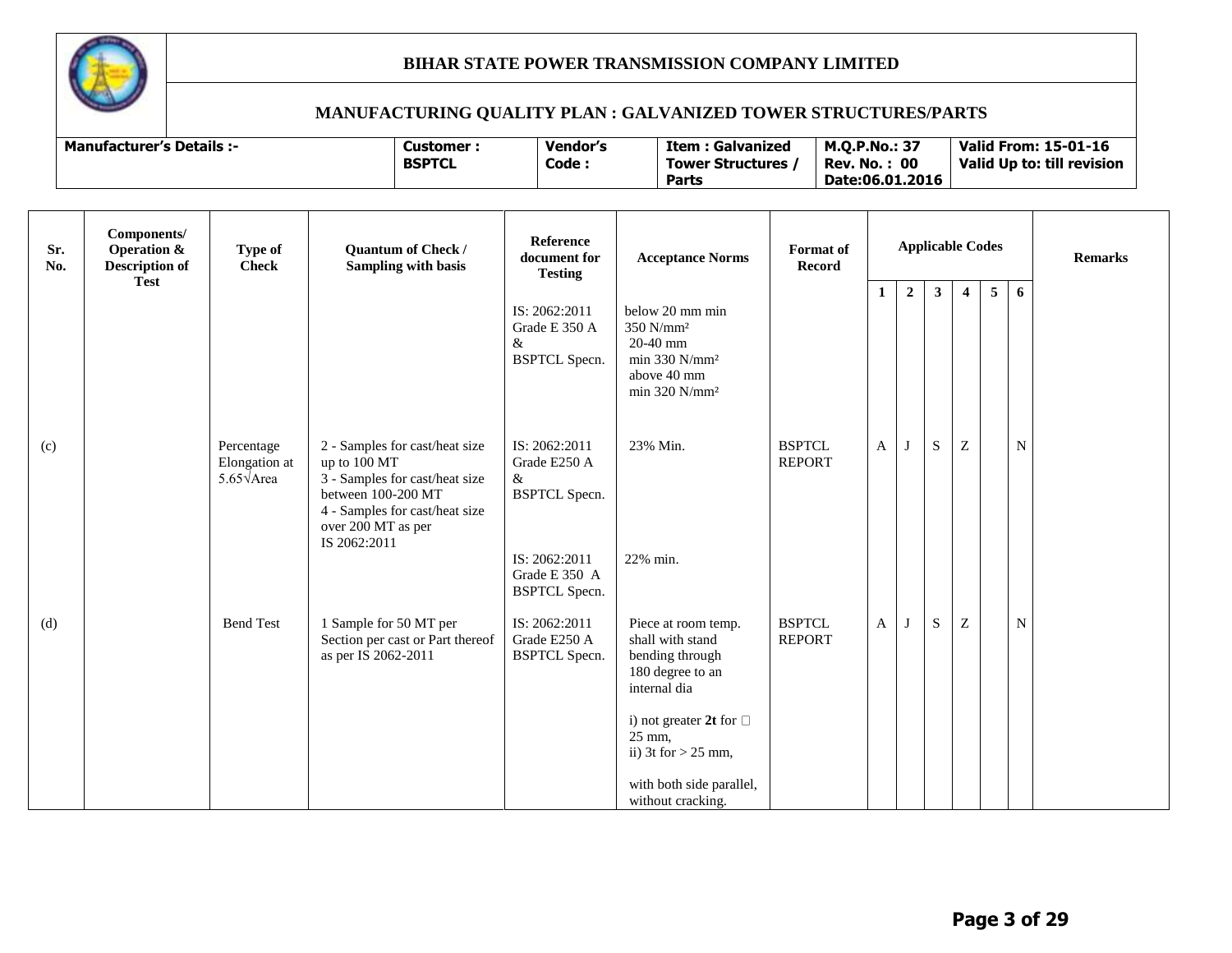# BIHAR STATE POWER TRANSMISSION COMPANY LIMITED

## MANUFACTURING QUALITY PLAN : GALVANIZED TOWER STRUCTURES/PARTS

| Manufacturer's Details :- | Customer : BSPTCL | Vendor's Code : | Item : Galvanized Tower Structures / Parts | M.Q.P.No.: 37 Rev. No. : 00 Date:06.01.2016 | Valid From: 15-01-16 Valid Up to: till revision |
|---|---|---|---|---|---|

| Sr. No. | Components/ Operation & Description of Test | Type of Check | Quantum of Check / Sampling with basis | Reference document for Testing | Acceptance Norms | Format of Record | Applicable Codes | | | | | | Remarks |
|---|---|---|---|---|---|---|---|---|---|---|---|---|---|
| | | | | | | | 1 | 2 | 3 | 4 | 5 | 6 | |
| | | | | IS: 2062:2011 Grade E 350 A & BSPTCL Specn. | below 20 mm min 350 N/mm² 20-40 mm min 330 N/mm² above 40 mm min 320 N/mm² | | | | | | | | |
| (c) | | Percentage Elongation at 5.65√Area | 2 - Samples for cast/heat size up to 100 MT 3 - Samples for cast/heat size between 100-200 MT 4 - Samples for cast/heat size over 200 MT as per IS 2062:2011 | IS: 2062:2011 Grade E250 A & BSPTCL Specn. | 23% Min. | BSPTCL REPORT | A | J | S | Z | | N | |
| | | | | IS: 2062:2011 Grade E 350 A BSPTCL Specn. | 22% min. | | | | | | | | |
| (d) | | Bend Test | 1 Sample for 50 MT per Section per cast or Part thereof as per IS 2062-2011 | IS: 2062:2011 Grade E250 A BSPTCL Specn. | Piece at room temp. shall with stand bending through 180 degree to an internal dia i) not greater **2t** for ≤ 25 mm, ii) 3t for > 25 mm, with both side parallel, without cracking. | BSPTCL REPORT | A | J | S | Z | | N | |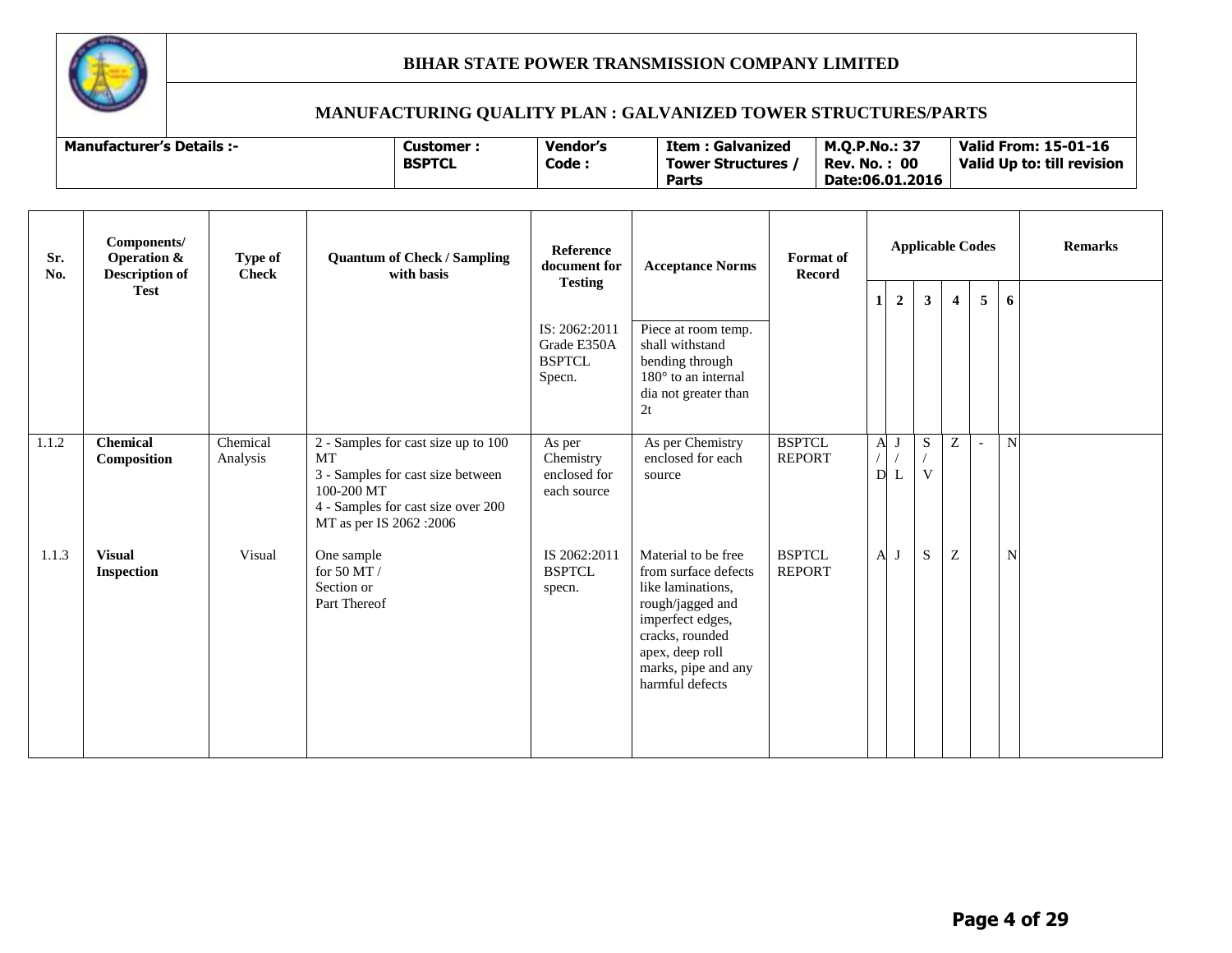# BIHAR STATE POWER TRANSMISSION COMPANY LIMITED

## MANUFACTURING QUALITY PLAN : GALVANIZED TOWER STRUCTURES/PARTS

| Manufacturer's Details :- | Customer : BSPTCL | Vendor's Code : | Item : Galvanized Tower Structures / Parts | M.Q.P.No.: 37 Rev. No. : 00 Date:06.01.2016 | Valid From: 15-01-16 Valid Up to: till revision |
|---|---|---|---|---|---|

| Sr. No. | Components/ Operation & Description of Test | Type of Check | Quantum of Check / Sampling with basis | Reference document for Testing | Acceptance Norms | Format of Record | Applicable Codes | | | | | | Remarks |
|---|---|---|---|---|---|---|---|---|---|---|---|---|---|
| | | | | | | | 1 | 2 | 3 | 4 | 5 | 6 | |
| | | | | IS: 2062:2011 Grade E350A BSPTCL Specn. | Piece at room temp. shall withstand bending through 180° to an internal dia not greater than 2t | | | | | | | | |
| 1.1.2 | **Chemical Composition** | Chemical Analysis | 2 - Samples for cast size up to 100 MT<br>3 - Samples for cast size between 100-200 MT<br>4 - Samples for cast size over 200 MT as per IS 2062 :2006 | As per Chemistry enclosed for each source | As per Chemistry enclosed for each source | BSPTCL REPORT | A / D | J / L | S / V | Z | - | N | |
| 1.1.3 | **Visual Inspection** | Visual | One sample for 50 MT / Section or Part Thereof | IS 2062:2011 BSPTCL specn. | Material to be free from surface defects like laminations, rough/jagged and imperfect edges, cracks, rounded apex, deep roll marks, pipe and any harmful defects | BSPTCL REPORT | A | J | S | Z | | N | |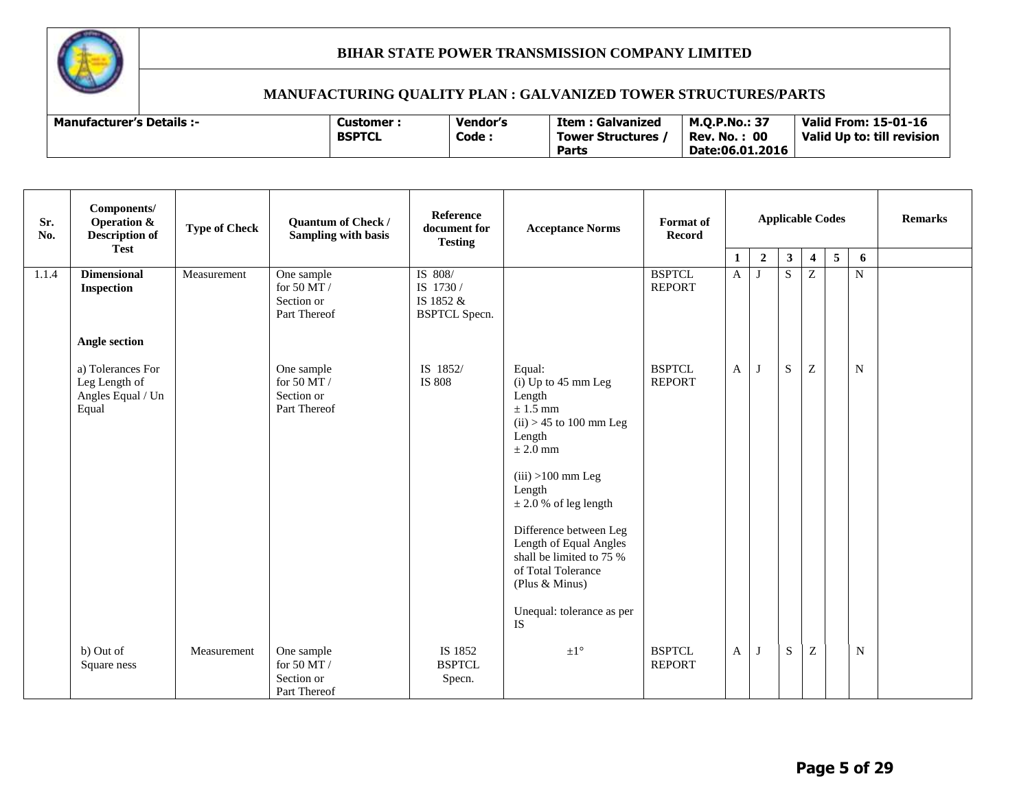# BIHAR STATE POWER TRANSMISSION COMPANY LIMITED

## MANUFACTURING QUALITY PLAN : GALVANIZED TOWER STRUCTURES/PARTS

| Manufacturer's Details :- | Customer : BSPTCL | Vendor's Code : | Item : Galvanized Tower Structures / Parts | M.Q.P.No.: 37 Rev. No. : 00 Date:06.01.2016 | Valid From: 15-01-16 Valid Up to: till revision |
|---|---|---|---|---|---|

| Sr. No. | Components/ Operation & Description of Test | Type of Check | Quantum of Check / Sampling with basis | Reference document for Testing | Acceptance Norms | Format of Record | Applicable Codes | | | | | | Remarks |
|---|---|---|---|---|---|---|---|---|---|---|---|---|---|
| | | | | | | | 1 | 2 | 3 | 4 | 5 | 6 | |
| 1.1.4 | **Dimensional Inspection**<br><br>**Angle section** | Measurement | One sample for 50 MT / Section or Part Thereof | IS 808/ IS 1730 / IS 1852 & BSPTCL Specn. | | BSPTCL REPORT | A | J | S | Z | | N | |
| | a) Tolerances For Leg Length of Angles Equal / Un Equal | | One sample for 50 MT / Section or Part Thereof | IS 1852/ IS 808 | Equal:<br>(i) Up to 45 mm Leg Length ± 1.5 mm<br>(ii) > 45 to 100 mm Leg Length ± 2.0 mm<br>(iii) >100 mm Leg Length ± 2.0 % of leg length<br>Difference between Leg Length of Equal Angles shall be limited to 75 % of Total Tolerance (Plus & Minus)<br>Unequal: tolerance as per IS | BSPTCL REPORT | A | J | S | Z | | N | |
| | b) Out of Square ness | Measurement | One sample for 50 MT / Section or Part Thereof | IS 1852 BSPTCL Specn. | ±1° | BSPTCL REPORT | A | J | S | Z | | N | |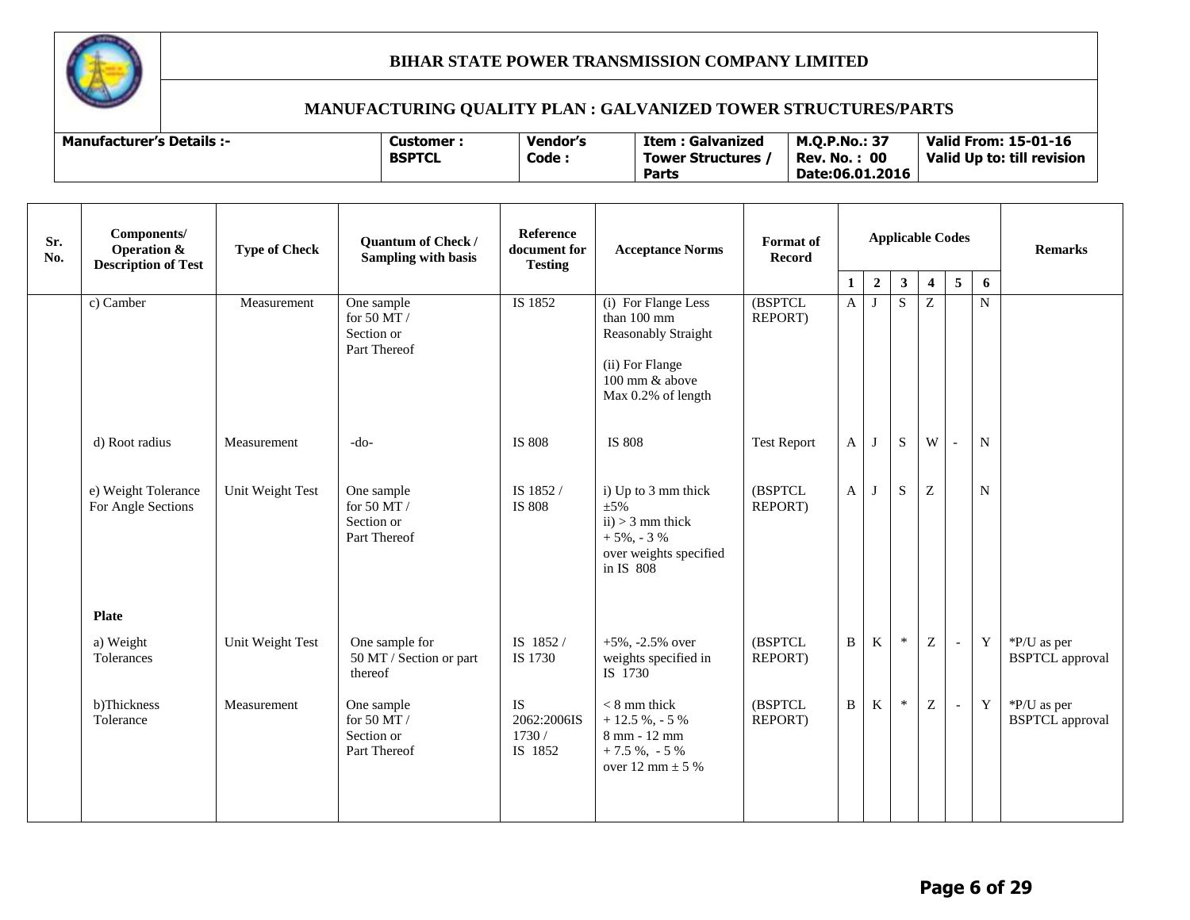# BIHAR STATE POWER TRANSMISSION COMPANY LIMITED

## MANUFACTURING QUALITY PLAN : GALVANIZED TOWER STRUCTURES/PARTS

| Manufacturer's Details :- | Customer : BSPTCL | Vendor's Code : | Item : Galvanized Tower Structures / Parts | M.Q.P.No.: 37 Rev. No. : 00 Date:06.01.2016 | Valid From: 15-01-16 Valid Up to: till revision |
|---|---|---|---|---|---|

| Sr. No. | Components/ Operation & Description of Test | Type of Check | Quantum of Check / Sampling with basis | Reference document for Testing | Acceptance Norms | Format of Record | Applicable Codes | | | | | | Remarks |
|---|---|---|---|---|---|---|---|---|---|---|---|---|---|
| | | | | | | | 1 | 2 | 3 | 4 | 5 | 6 | |
| | c) Camber | Measurement | One sample for 50 MT / Section or Part Thereof | IS 1852 | (i) For Flange Less than 100 mm Reasonably Straight (ii) For Flange 100 mm & above Max 0.2% of length | (BSPTCL REPORT) | A | J | S | Z | | N | |
| | d) Root radius | Measurement | -do- | IS 808 | IS 808 | Test Report | A | J | S | W | - | N | |
| | e) Weight Tolerance For Angle Sections | Unit Weight Test | One sample for 50 MT / Section or Part Thereof | IS 1852 / IS 808 | i) Up to 3 mm thick ±5% ii) > 3 mm thick + 5%, - 3 % over weights specified in IS 808 | (BSPTCL REPORT) | A | J | S | Z | | N | |
| | **Plate** | | | | | | | | | | | | |
| | a) Weight Tolerances | Unit Weight Test | One sample for 50 MT / Section or part thereof | IS 1852 / IS 1730 | +5%, -2.5% over weights specified in IS 1730 | (BSPTCL REPORT) | B | K | * | Z | - | Y | *P/U as per BSPTCL approval |
| | b)Thickness Tolerance | Measurement | One sample for 50 MT / Section or Part Thereof | IS 2062:2006IS 1730 / IS 1852 | < 8 mm thick + 12.5 %, - 5 % 8 mm - 12 mm + 7.5 %, - 5 % over 12 mm ± 5 % | (BSPTCL REPORT) | B | K | * | Z | - | Y | *P/U as per BSPTCL approval |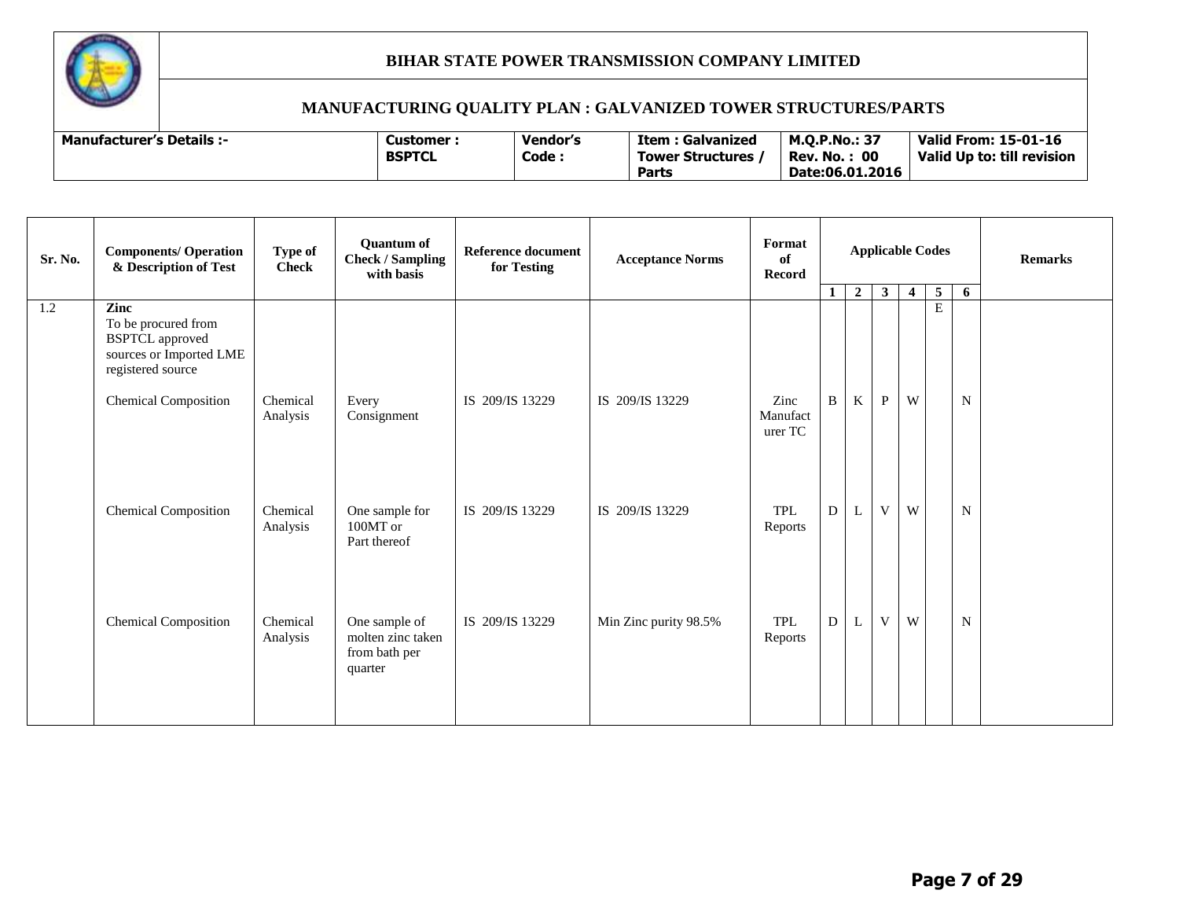# BIHAR STATE POWER TRANSMISSION COMPANY LIMITED

## MANUFACTURING QUALITY PLAN : GALVANIZED TOWER STRUCTURES/PARTS

| Manufacturer's Details :- | Customer : BSPTCL | Vendor's Code : | Item : Galvanized Tower Structures / Parts | M.Q.P.No.: 37 Rev. No. : 00 Date:06.01.2016 | Valid From: 15-01-16 Valid Up to: till revision |
|---|---|---|---|---|---|

| Sr. No. | Components/ Operation & Description of Test | Type of Check | Quantum of Check / Sampling with basis | Reference document for Testing | Acceptance Norms | Format of Record | Applicable Codes | | | | | | Remarks |
|---|---|---|---|---|---|---|---|---|---|---|---|---|---|
| | | | | | | | 1 | 2 | 3 | 4 | 5 | 6 | |
| 1.2 | **Zinc** To be procured from BSPTCL approved sources or Imported LME registered source | | | | | | | | | | E | | |
| | Chemical Composition | Chemical Analysis | Every Consignment | IS 209/IS 13229 | IS 209/IS 13229 | Zinc Manufacturer TC | B | K | P | W | | N | |
| | Chemical Composition | Chemical Analysis | One sample for 100MT or Part thereof | IS 209/IS 13229 | IS 209/IS 13229 | TPL Reports | D | L | V | W | | N | |
| | Chemical Composition | Chemical Analysis | One sample of molten zinc taken from bath per quarter | IS 209/IS 13229 | Min Zinc purity 98.5% | TPL Reports | D | L | V | W | | N | |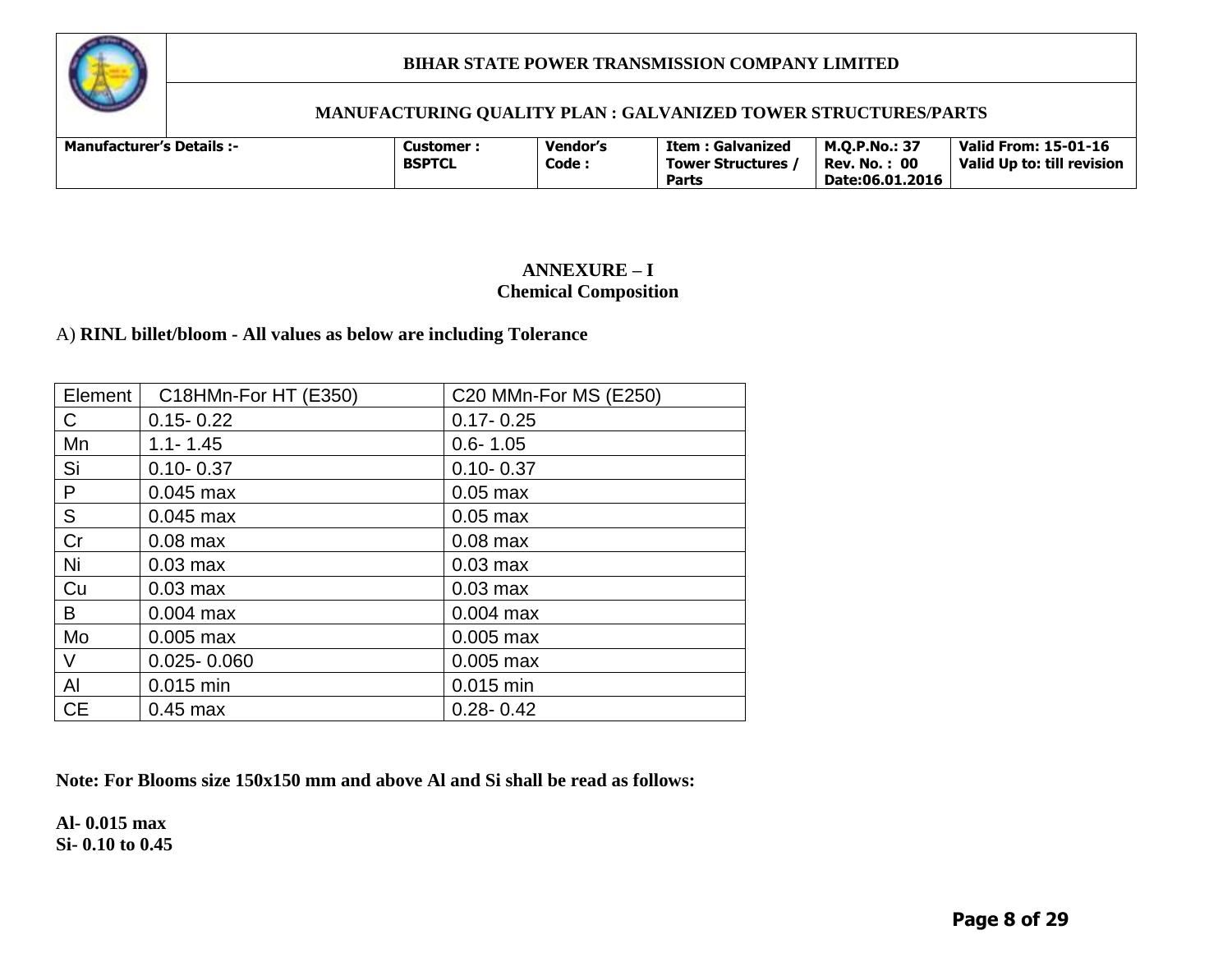## ANNEXURE – I
## Chemical Composition

A) **RINL billet/bloom - All values as below are including Tolerance**

| Element | C18HMn-For HT (E350) | C20 MMn-For MS (E250) |
|---|---|---|
| C | 0.15- 0.22 | 0.17- 0.25 |
| Mn | 1.1- 1.45 | 0.6- 1.05 |
| Si | 0.10- 0.37 | 0.10- 0.37 |
| P | 0.045 max | 0.05 max |
| S | 0.045 max | 0.05 max |
| Cr | 0.08 max | 0.08 max |
| Ni | 0.03 max | 0.03 max |
| Cu | 0.03 max | 0.03 max |
| B | 0.004 max | 0.004 max |
| Mo | 0.005 max | 0.005 max |
| V | 0.025- 0.060 | 0.005 max |
| Al | 0.015 min | 0.015 min |
| CE | 0.45 max | 0.28- 0.42 |

**Note: For Blooms size 150x150 mm and above Al and Si shall be read as follows:**

**Al- 0.015 max**
**Si- 0.10 to 0.45**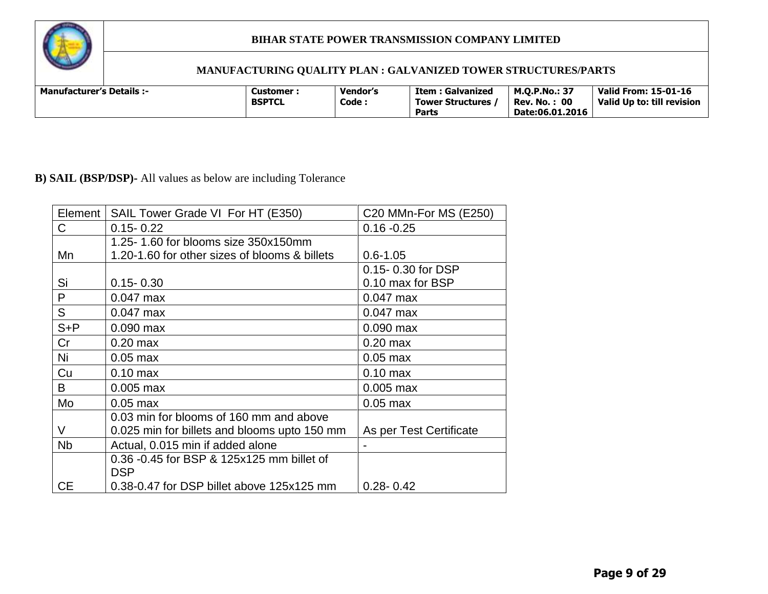**B) SAIL (BSP/DSP)-** All values as below are including Tolerance

| Element | SAIL Tower Grade VI For HT (E350) | C20 MMn-For MS (E250) |
|---|---|---|
| C | 0.15- 0.22 | 0.16 -0.25 |
| Mn | 1.25- 1.60 for blooms size 350x150mm<br>1.20-1.60 for other sizes of blooms & billets | 0.6-1.05 |
| Si | 0.15- 0.30 | 0.15- 0.30 for DSP<br>0.10 max for BSP |
| P | 0.047 max | 0.047 max |
| S | 0.047 max | 0.047 max |
| S+P | 0.090 max | 0.090 max |
| Cr | 0.20 max | 0.20 max |
| Ni | 0.05 max | 0.05 max |
| Cu | 0.10 max | 0.10 max |
| B | 0.005 max | 0.005 max |
| Mo | 0.05 max | 0.05 max |
| V | 0.03 min for blooms of 160 mm and above<br>0.025 min for billets and blooms upto 150 mm | As per Test Certificate |
| Nb | Actual, 0.015 min if added alone | - |
| CE | 0.36 -0.45 for BSP & 125x125 mm billet of DSP<br>0.38-0.47 for DSP billet above 125x125 mm | 0.28- 0.42 |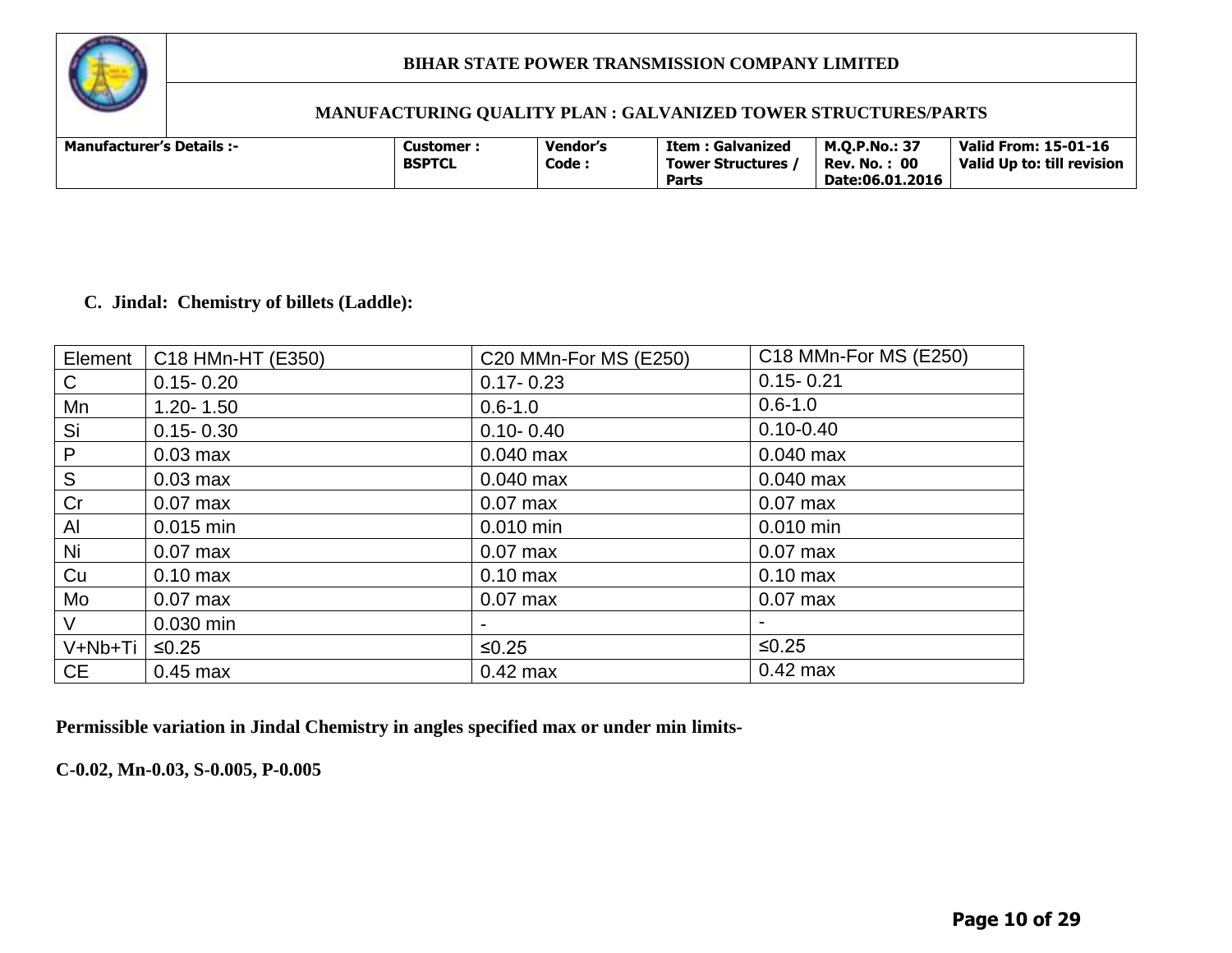### C. Jindal: Chemistry of billets (Laddle):

| Element | C18 HMn-HT (E350) | C20 MMn-For MS (E250) | C18 MMn-For MS (E250) |
|---|---|---|---|
| C | 0.15- 0.20 | 0.17- 0.23 | 0.15- 0.21 |
| Mn | 1.20- 1.50 | 0.6-1.0 | 0.6-1.0 |
| Si | 0.15- 0.30 | 0.10- 0.40 | 0.10-0.40 |
| P | 0.03 max | 0.040 max | 0.040 max |
| S | 0.03 max | 0.040 max | 0.040 max |
| Cr | 0.07 max | 0.07 max | 0.07 max |
| Al | 0.015 min | 0.010 min | 0.010 min |
| Ni | 0.07 max | 0.07 max | 0.07 max |
| Cu | 0.10 max | 0.10 max | 0.10 max |
| Mo | 0.07 max | 0.07 max | 0.07 max |
| V | 0.030 min | - | - |
| V+Nb+Ti | ≤0.25 | ≤0.25 | ≤0.25 |
| CE | 0.45 max | 0.42 max | 0.42 max |

**Permissible variation in Jindal Chemistry in angles specified max or under min limits-**

**C-0.02, Mn-0.03, S-0.005, P-0.005**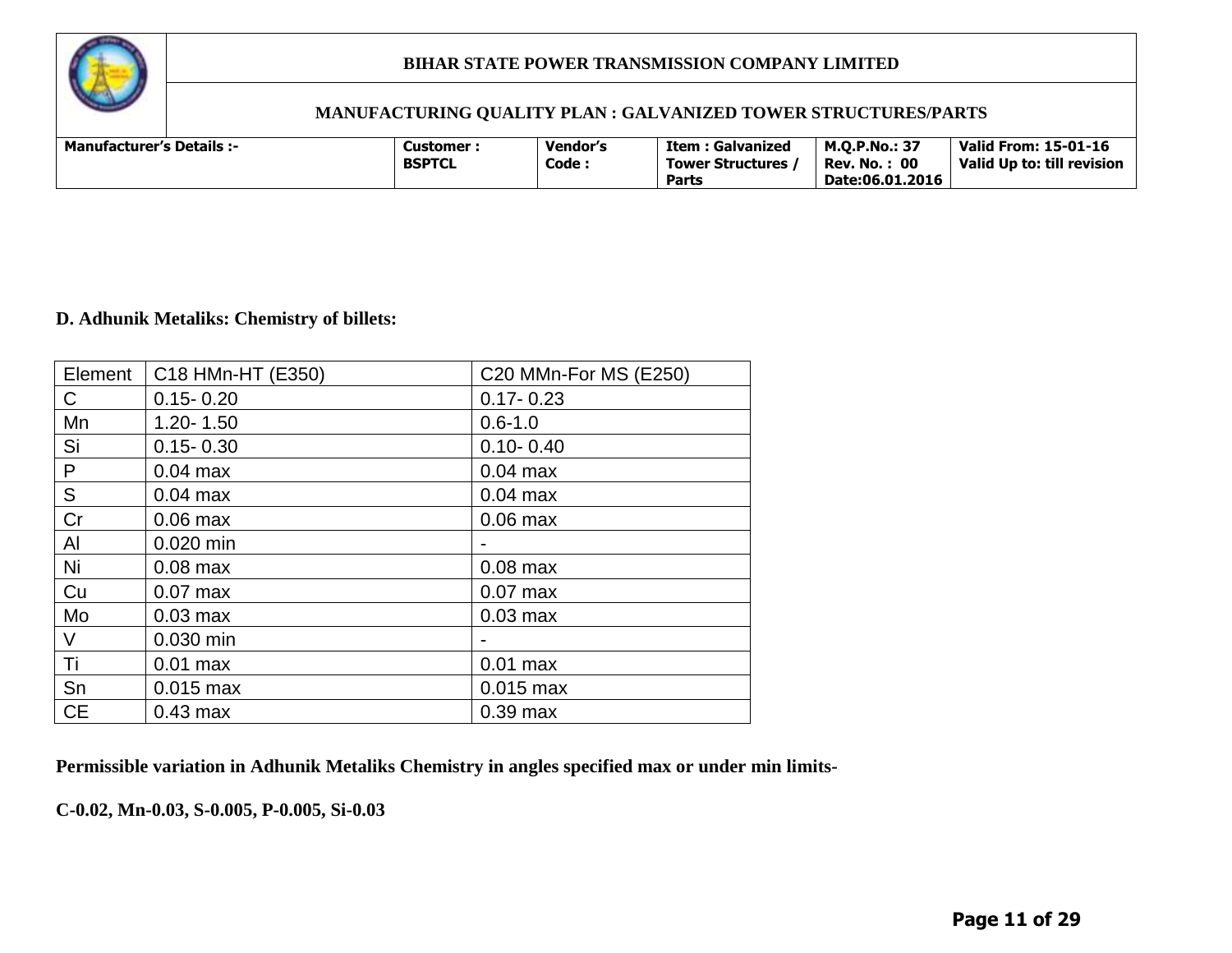**D. Adhunik Metaliks: Chemistry of billets:**

| Element | C18 HMn-HT (E350) | C20 MMn-For MS (E250) |
|---|---|---|
| C | 0.15- 0.20 | 0.17- 0.23 |
| Mn | 1.20- 1.50 | 0.6-1.0 |
| Si | 0.15- 0.30 | 0.10- 0.40 |
| P | 0.04 max | 0.04 max |
| S | 0.04 max | 0.04 max |
| Cr | 0.06 max | 0.06 max |
| Al | 0.020 min | - |
| Ni | 0.08 max | 0.08 max |
| Cu | 0.07 max | 0.07 max |
| Mo | 0.03 max | 0.03 max |
| V | 0.030 min | - |
| Ti | 0.01 max | 0.01 max |
| Sn | 0.015 max | 0.015 max |
| CE | 0.43 max | 0.39 max |

**Permissible variation in Adhunik Metaliks Chemistry in angles specified max or under min limits-**

**C-0.02, Mn-0.03, S-0.005, P-0.005, Si-0.03**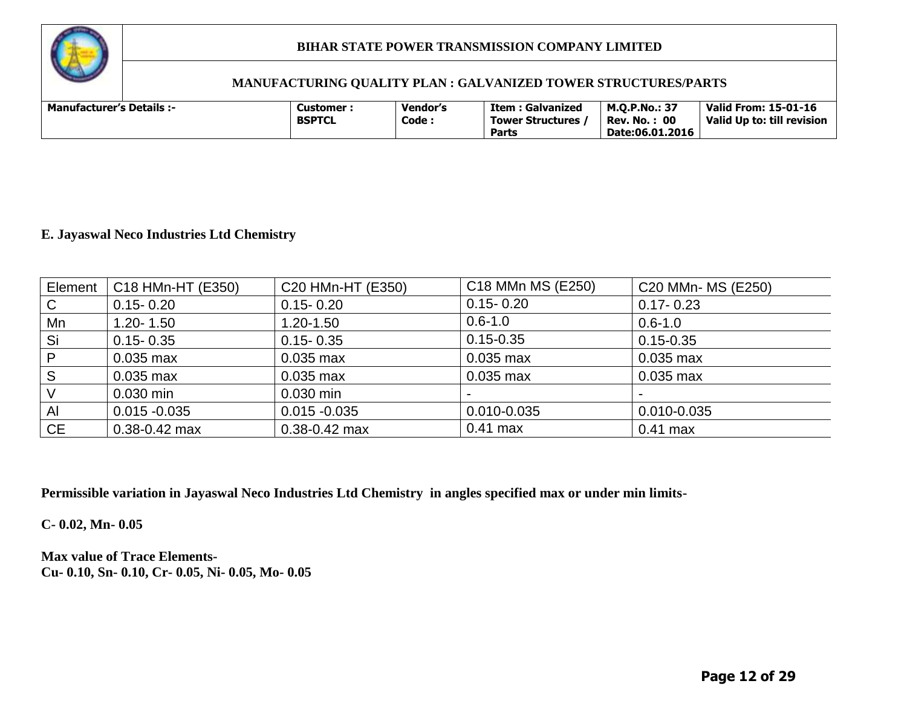**E. Jayaswal Neco Industries Ltd Chemistry**

| Element | C18 HMn-HT (E350) | C20 HMn-HT (E350) | C18 MMn MS (E250) | C20 MMn- MS (E250) |
|---|---|---|---|---|
| C | 0.15- 0.20 | 0.15- 0.20 | 0.15- 0.20 | 0.17- 0.23 |
| Mn | 1.20- 1.50 | 1.20-1.50 | 0.6-1.0 | 0.6-1.0 |
| Si | 0.15- 0.35 | 0.15- 0.35 | 0.15-0.35 | 0.15-0.35 |
| P | 0.035 max | 0.035 max | 0.035 max | 0.035 max |
| S | 0.035 max | 0.035 max | 0.035 max | 0.035 max |
| V | 0.030 min | 0.030 min | - | - |
| Al | 0.015 -0.035 | 0.015 -0.035 | 0.010-0.035 | 0.010-0.035 |
| CE | 0.38-0.42 max | 0.38-0.42 max | 0.41 max | 0.41 max |

**Permissible variation in Jayaswal Neco Industries Ltd Chemistry in angles specified max or under min limits-**

**C- 0.02, Mn- 0.05**

**Max value of Trace Elements-**
**Cu- 0.10, Sn- 0.10, Cr- 0.05, Ni- 0.05, Mo- 0.05**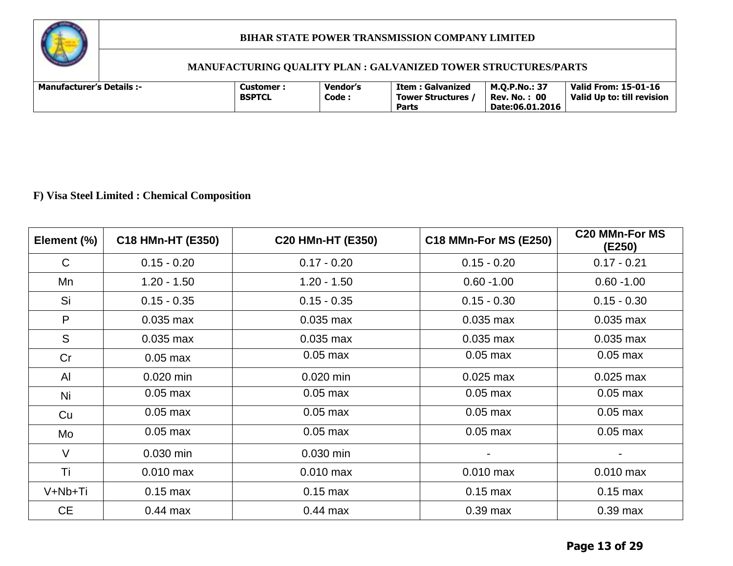**F) Visa Steel Limited : Chemical Composition**

| Element (%) | C18 HMn-HT (E350) | C20 HMn-HT (E350) | C18 MMn-For MS (E250) | C20 MMn-For MS (E250) |
|---|---|---|---|---|
| C | 0.15 - 0.20 | 0.17 - 0.20 | 0.15 - 0.20 | 0.17 - 0.21 |
| Mn | 1.20 - 1.50 | 1.20 - 1.50 | 0.60 -1.00 | 0.60 -1.00 |
| Si | 0.15 - 0.35 | 0.15 - 0.35 | 0.15 - 0.30 | 0.15 - 0.30 |
| P | 0.035 max | 0.035 max | 0.035 max | 0.035 max |
| S | 0.035 max | 0.035 max | 0.035 max | 0.035 max |
| Cr | 0.05 max | 0.05 max | 0.05 max | 0.05 max |
| Al | 0.020 min | 0.020 min | 0.025 max | 0.025 max |
| Ni | 0.05 max | 0.05 max | 0.05 max | 0.05 max |
| Cu | 0.05 max | 0.05 max | 0.05 max | 0.05 max |
| Mo | 0.05 max | 0.05 max | 0.05 max | 0.05 max |
| V | 0.030 min | 0.030 min | - | - |
| Ti | 0.010 max | 0.010 max | 0.010 max | 0.010 max |
| V+Nb+Ti | 0.15 max | 0.15 max | 0.15 max | 0.15 max |
| CE | 0.44 max | 0.44 max | 0.39 max | 0.39 max |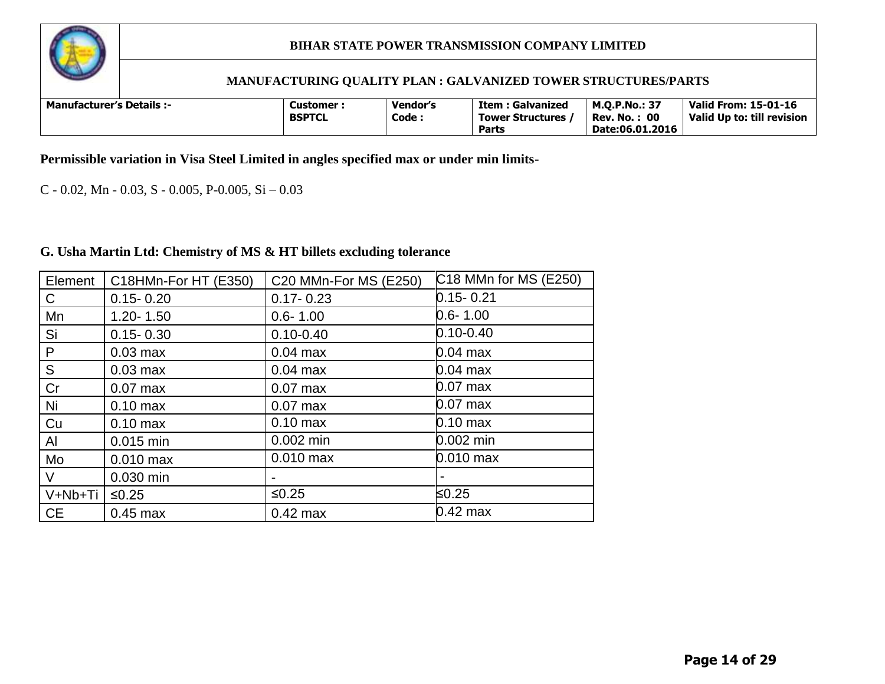**Permissible variation in Visa Steel Limited in angles specified max or under min limits-**

C - 0.02, Mn - 0.03, S - 0.005, P-0.005, Si – 0.03

**G. Usha Martin Ltd: Chemistry of MS & HT billets excluding tolerance**

| Element | C18HMn-For HT (E350) | C20 MMn-For MS (E250) | C18 MMn for MS (E250) |
|---|---|---|---|
| C | 0.15- 0.20 | 0.17- 0.23 | 0.15- 0.21 |
| Mn | 1.20- 1.50 | 0.6- 1.00 | 0.6- 1.00 |
| Si | 0.15- 0.30 | 0.10-0.40 | 0.10-0.40 |
| P | 0.03 max | 0.04 max | 0.04 max |
| S | 0.03 max | 0.04 max | 0.04 max |
| Cr | 0.07 max | 0.07 max | 0.07 max |
| Ni | 0.10 max | 0.07 max | 0.07 max |
| Cu | 0.10 max | 0.10 max | 0.10 max |
| Al | 0.015 min | 0.002 min | 0.002 min |
| Mo | 0.010 max | 0.010 max | 0.010 max |
| V | 0.030 min | - | - |
| V+Nb+Ti | ≤0.25 | ≤0.25 | ≤0.25 |
| CE | 0.45 max | 0.42 max | 0.42 max |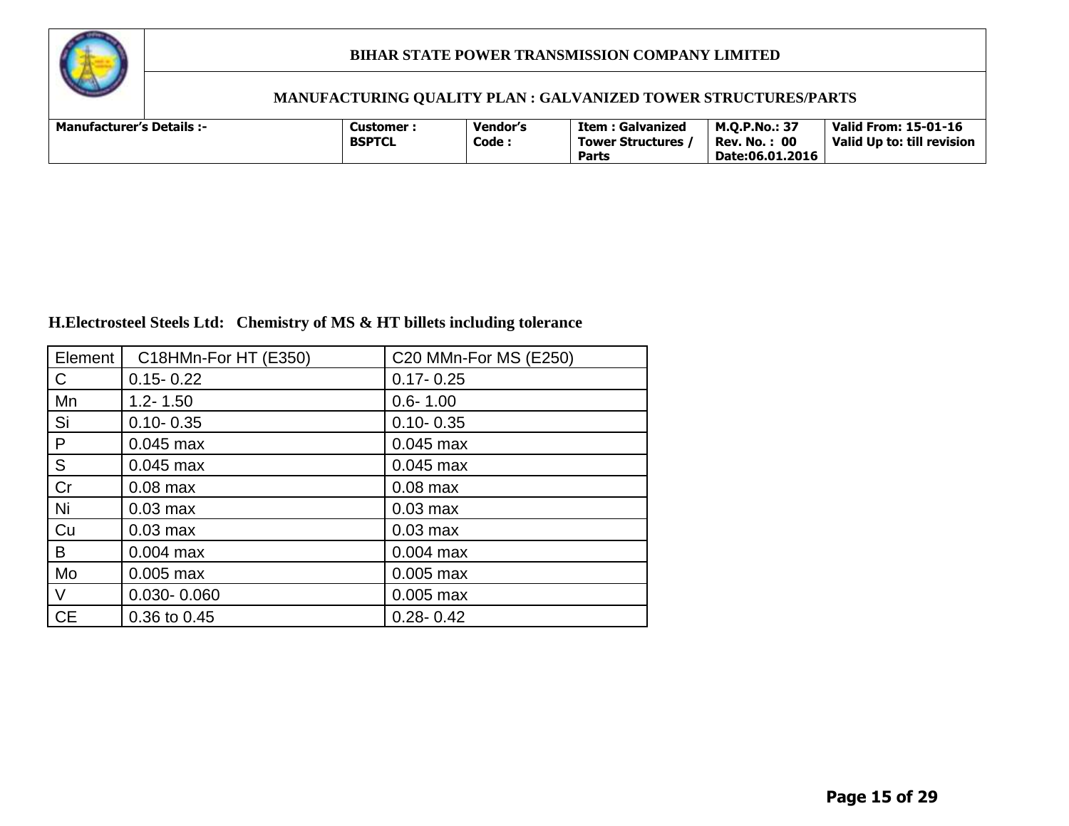**H.Electrosteel Steels Ltd: Chemistry of MS & HT billets including tolerance**

| Element | C18HMn-For HT (E350) | C20 MMn-For MS (E250) |
|---|---|---|
| C | 0.15- 0.22 | 0.17- 0.25 |
| Mn | 1.2- 1.50 | 0.6- 1.00 |
| Si | 0.10- 0.35 | 0.10- 0.35 |
| P | 0.045 max | 0.045 max |
| S | 0.045 max | 0.045 max |
| Cr | 0.08 max | 0.08 max |
| Ni | 0.03 max | 0.03 max |
| Cu | 0.03 max | 0.03 max |
| B | 0.004 max | 0.004 max |
| Mo | 0.005 max | 0.005 max |
| V | 0.030- 0.060 | 0.005 max |
| CE | 0.36 to 0.45 | 0.28- 0.42 |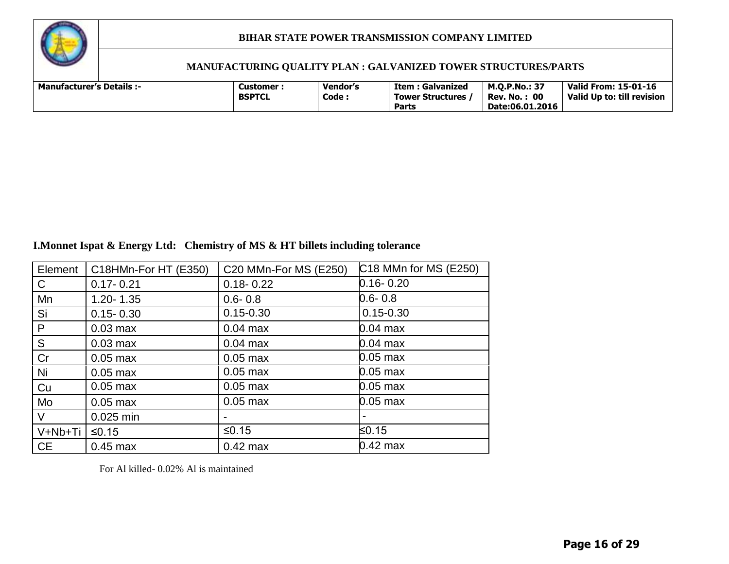**I.Monnet Ispat & Energy Ltd: Chemistry of MS & HT billets including tolerance**

| Element | C18HMn-For HT (E350) | C20 MMn-For MS (E250) | C18 MMn for MS (E250) |
|---|---|---|---|
| C | 0.17- 0.21 | 0.18- 0.22 | 0.16- 0.20 |
| Mn | 1.20- 1.35 | 0.6- 0.8 | 0.6- 0.8 |
| Si | 0.15- 0.30 | 0.15-0.30 | 0.15-0.30 |
| P | 0.03 max | 0.04 max | 0.04 max |
| S | 0.03 max | 0.04 max | 0.04 max |
| Cr | 0.05 max | 0.05 max | 0.05 max |
| Ni | 0.05 max | 0.05 max | 0.05 max |
| Cu | 0.05 max | 0.05 max | 0.05 max |
| Mo | 0.05 max | 0.05 max | 0.05 max |
| V | 0.025 min | - | - |
| V+Nb+Ti | ≤0.15 | ≤0.15 | ≤0.15 |
| CE | 0.45 max | 0.42 max | 0.42 max |

For Al killed- 0.02% Al is maintained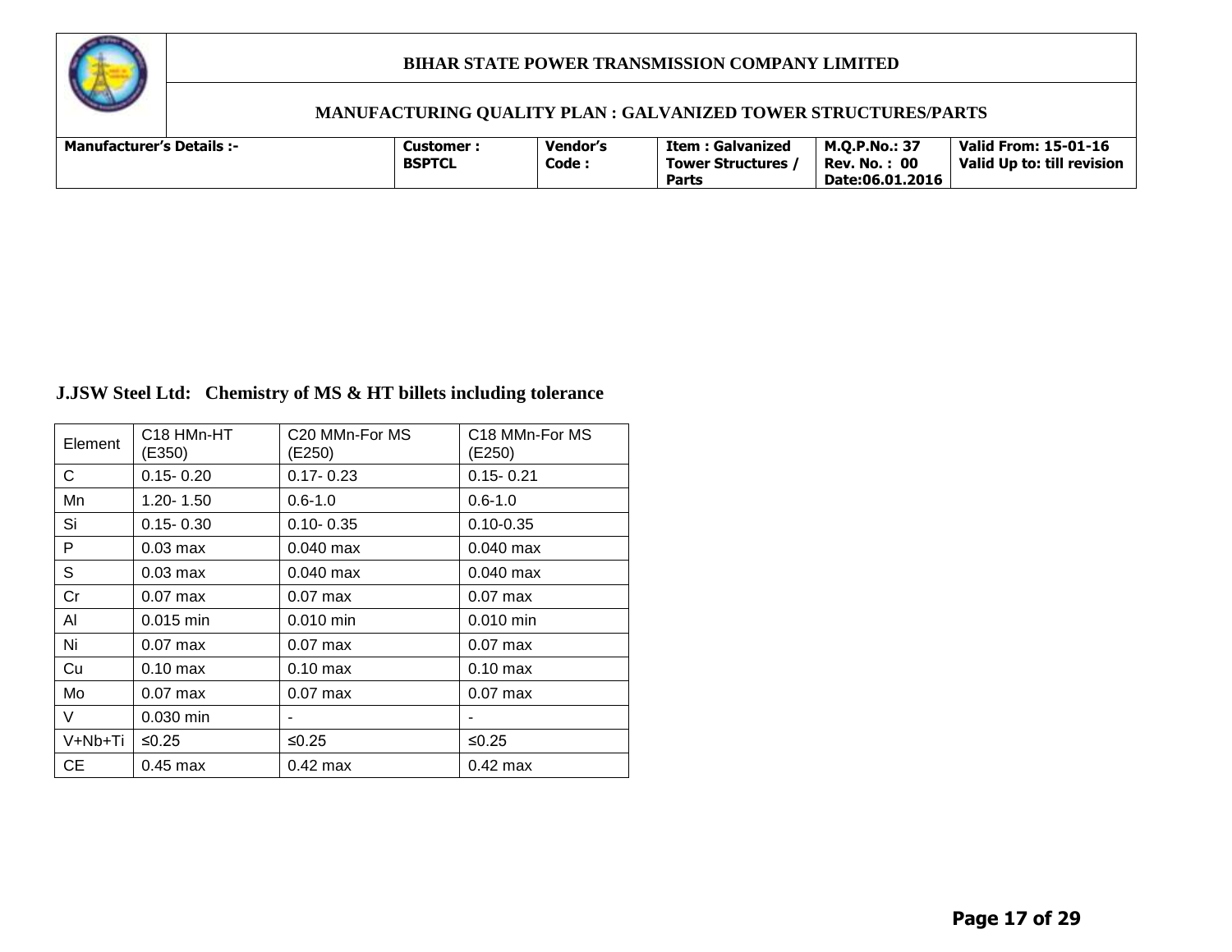**J.JSW Steel Ltd: Chemistry of MS & HT billets including tolerance**

| Element | C18 HMn-HT (E350) | C20 MMn-For MS (E250) | C18 MMn-For MS (E250) |
|---|---|---|---|
| C | 0.15- 0.20 | 0.17- 0.23 | 0.15- 0.21 |
| Mn | 1.20- 1.50 | 0.6-1.0 | 0.6-1.0 |
| Si | 0.15- 0.30 | 0.10- 0.35 | 0.10-0.35 |
| P | 0.03 max | 0.040 max | 0.040 max |
| S | 0.03 max | 0.040 max | 0.040 max |
| Cr | 0.07 max | 0.07 max | 0.07 max |
| Al | 0.015 min | 0.010 min | 0.010 min |
| Ni | 0.07 max | 0.07 max | 0.07 max |
| Cu | 0.10 max | 0.10 max | 0.10 max |
| Mo | 0.07 max | 0.07 max | 0.07 max |
| V | 0.030 min | - | - |
| V+Nb+Ti | ≤0.25 | ≤0.25 | ≤0.25 |
| CE | 0.45 max | 0.42 max | 0.42 max |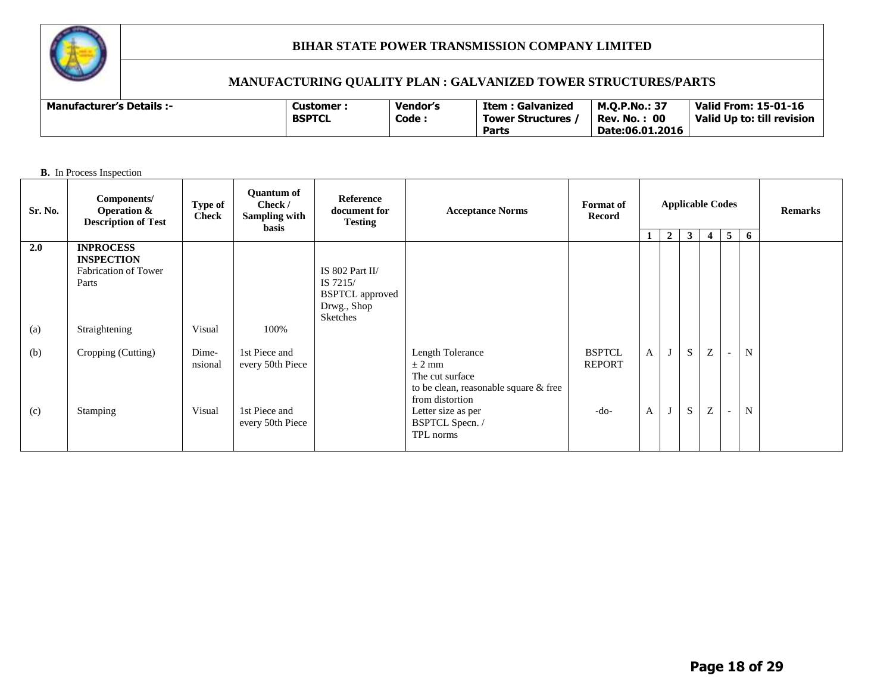# BIHAR STATE POWER TRANSMISSION COMPANY LIMITED

## MANUFACTURING QUALITY PLAN : GALVANIZED TOWER STRUCTURES/PARTS

| Manufacturer's Details :- | Customer : BSPTCL | Vendor's Code : | Item : Galvanized Tower Structures / Parts | M.Q.P.No.: 37 Rev. No. : 00 Date:06.01.2016 | Valid From: 15-01-16 Valid Up to: till revision |
|---|---|---|---|---|---|

**B.** In Process Inspection

| Sr. No. | Components/ Operation & Description of Test | Type of Check | Quantum of Check / Sampling with basis | Reference document for Testing | Acceptance Norms | Format of Record | Applicable Codes | | | | | | Remarks |
|---|---|---|---|---|---|---|---|---|---|---|---|---|---|
| | | | | | | | 1 | 2 | 3 | 4 | 5 | 6 | |
| **2.0** | **INPROCESS INSPECTION** Fabrication of Tower Parts | | | IS 802 Part II/ IS 7215/ BSPTCL approved Drwg., Shop Sketches | | | | | | | | | |
| (a) | Straightening | Visual | 100% | | | | | | | | | | |
| (b) | Cropping (Cutting) | Dime-nsional | 1st Piece and every 50th Piece | | Length Tolerance ± 2 mm The cut surface to be clean, reasonable square & free from distortion | BSPTCL REPORT | A | J | S | Z | - | N | |
| (c) | Stamping | Visual | 1st Piece and every 50th Piece | | Letter size as per BSPTCL Specn. / TPL norms | -do- | A | J | S | Z | - | N | |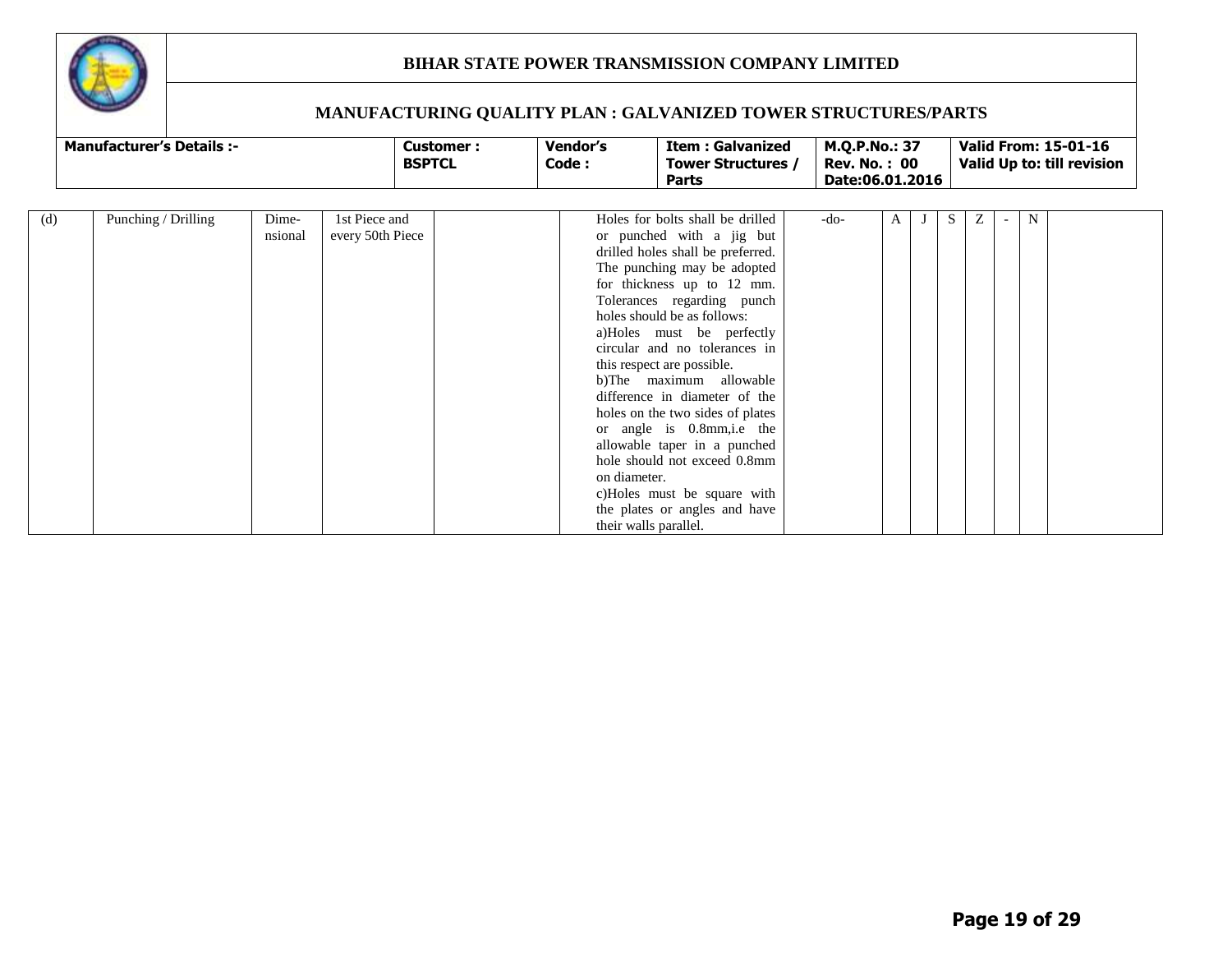# BIHAR STATE POWER TRANSMISSION COMPANY LIMITED

## MANUFACTURING QUALITY PLAN : GALVANIZED TOWER STRUCTURES/PARTS

| Manufacturer's Details :- | Customer : BSPTCL | Vendor's Code : | Item : Galvanized Tower Structures / Parts | M.Q.P.No.: 37 Rev. No. : 00 Date:06.01.2016 | Valid From: 15-01-16 Valid Up to: till revision |
|---|---|---|---|---|---|

| | | | | | | | | | | | | | | |
|---|---|---|---|---|---|---|---|---|---|---|---|---|---|---|
| (d) | Punching / Drilling | Dime-nsional | 1st Piece and every 50th Piece | | | Holes for bolts shall be drilled or punched with a jig but drilled holes shall be preferred. The punching may be adopted for thickness up to 12 mm. Tolerances regarding punch holes should be as follows:<br>a)Holes must be perfectly circular and no tolerances in this respect are possible.<br>b)The maximum allowable difference in diameter of the holes on the two sides of plates or angle is 0.8mm,i.e the allowable taper in a punched hole should not exceed 0.8mm on diameter.<br>c)Holes must be square with the plates or angles and have their walls parallel. | -do- | A | J | S | Z | - | N | |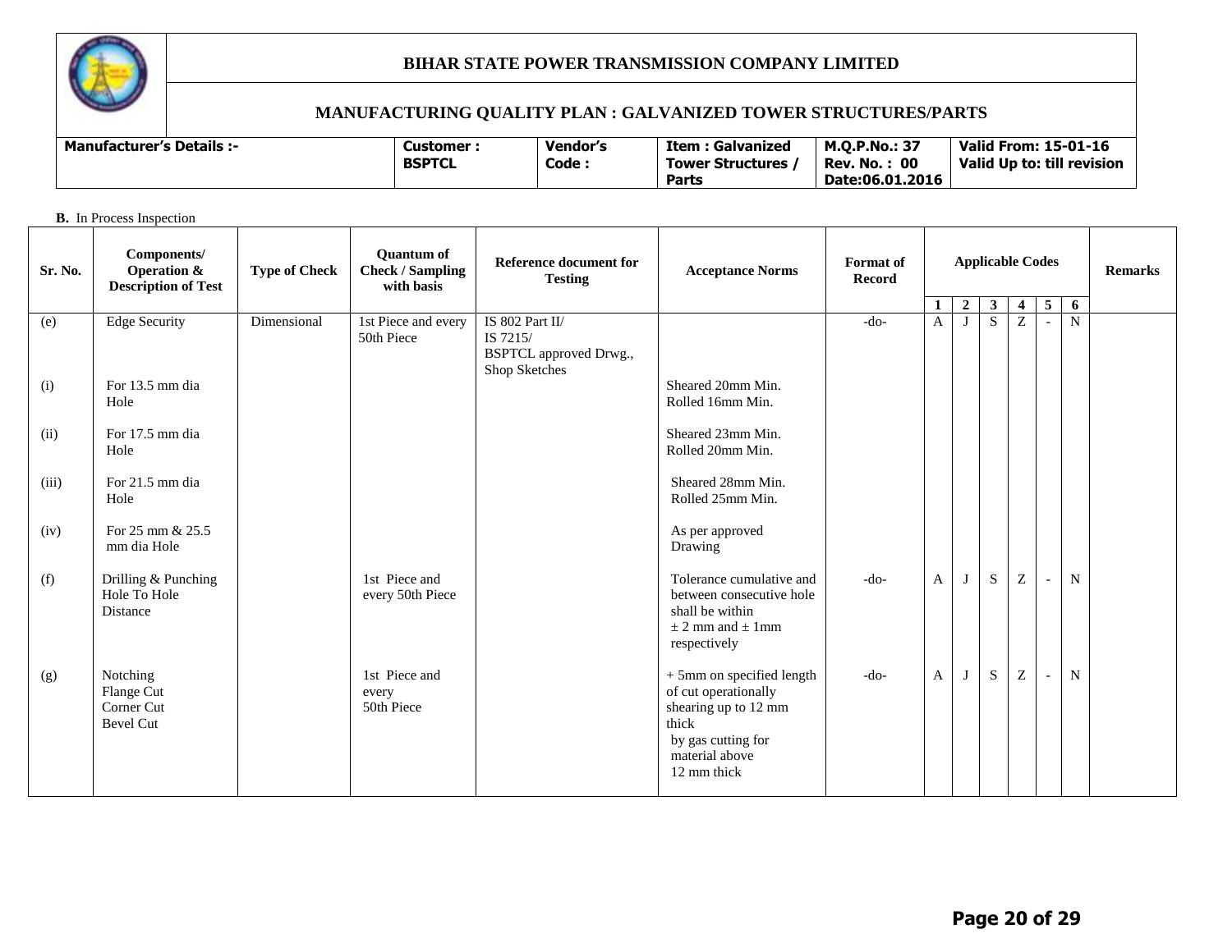# BIHAR STATE POWER TRANSMISSION COMPANY LIMITED

## MANUFACTURING QUALITY PLAN : GALVANIZED TOWER STRUCTURES/PARTS

| Manufacturer's Details :- | Customer : BSPTCL | Vendor's Code : | Item : Galvanized Tower Structures / Parts | M.Q.P.No.: 37 Rev. No. : 00 Date:06.01.2016 | Valid From: 15-01-16 Valid Up to: till revision |
|---|---|---|---|---|---|

**B.** In Process Inspection

| Sr. No. | Components/ Operation & Description of Test | Type of Check | Quantum of Check / Sampling with basis | Reference document for Testing | Acceptance Norms | Format of Record | Applicable Codes | | | | | | Remarks |
|---|---|---|---|---|---|---|---|---|---|---|---|---|---|
| | | | | | | | 1 | 2 | 3 | 4 | 5 | 6 | |
| (e) | Edge Security | Dimensional | 1st Piece and every 50th Piece | IS 802 Part II/ IS 7215/ BSPTCL approved Drwg., Shop Sketches | | -do- | A | J | S | Z | - | N | |
| (i) | For 13.5 mm dia Hole | | | | Sheared 20mm Min. Rolled 16mm Min. | | | | | | | | |
| (ii) | For 17.5 mm dia Hole | | | | Sheared 23mm Min. Rolled 20mm Min. | | | | | | | | |
| (iii) | For 21.5 mm dia Hole | | | | Sheared 28mm Min. Rolled 25mm Min. | | | | | | | | |
| (iv) | For 25 mm & 25.5 mm dia Hole | | | | As per approved Drawing | | | | | | | | |
| (f) | Drilling & Punching Hole To Hole Distance | | 1st Piece and every 50th Piece | | Tolerance cumulative and between consecutive hole shall be within ± 2 mm and ± 1mm respectively | -do- | A | J | S | Z | - | N | |
| (g) | Notching Flange Cut Corner Cut Bevel Cut | | 1st Piece and every 50th Piece | | + 5mm on specified length of cut operationally shearing up to 12 mm thick by gas cutting for material above 12 mm thick | -do- | A | J | S | Z | - | N | |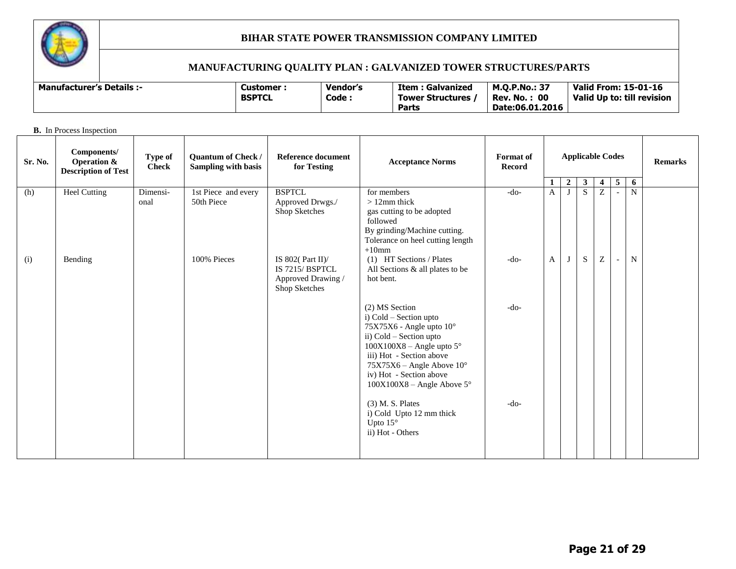# BIHAR STATE POWER TRANSMISSION COMPANY LIMITED

## MANUFACTURING QUALITY PLAN : GALVANIZED TOWER STRUCTURES/PARTS

| Manufacturer's Details :- | Customer : BSPTCL | Vendor's Code : | Item : Galvanized Tower Structures / Parts | M.Q.P.No.: 37 Rev. No. : 00 Date:06.01.2016 | Valid From: 15-01-16 Valid Up to: till revision |
|---|---|---|---|---|---|

**B.** In Process Inspection

| Sr. No. | Components/ Operation & Description of Test | Type of Check | Quantum of Check / Sampling with basis | Reference document for Testing | Acceptance Norms | Format of Record | Applicable Codes | | | | | | Remarks |
|---|---|---|---|---|---|---|---|---|---|---|---|---|---|
| | | | | | | | 1 | 2 | 3 | 4 | 5 | 6 | |
| (h) | Heel Cutting | Dimensi-onal | 1st Piece and every 50th Piece | BSPTCL Approved Drwgs./ Shop Sketches | for members > 12mm thick gas cutting to be adopted followed By grinding/Machine cutting. Tolerance on heel cutting length +10mm | -do- | A | J | S | Z | - | N | |
| (i) | Bending | | 100% Pieces | IS 802( Part II)/ IS 7215/ BSPTCL Approved Drawing / Shop Sketches | (1) HT Sections / Plates All Sections & all plates to be hot bent. | -do- | A | J | S | Z | - | N | |
| | | | | | (2) MS Section i) Cold – Section upto 75X75X6 - Angle upto 10° ii) Cold – Section upto 100X100X8 – Angle upto 5° iii) Hot - Section above 75X75X6 – Angle Above 10° iv) Hot - Section above 100X100X8 – Angle Above 5° | -do- | | | | | | | |
| | | | | | (3) M. S. Plates i) Cold Upto 12 mm thick Upto 15° ii) Hot - Others | -do- | | | | | | | |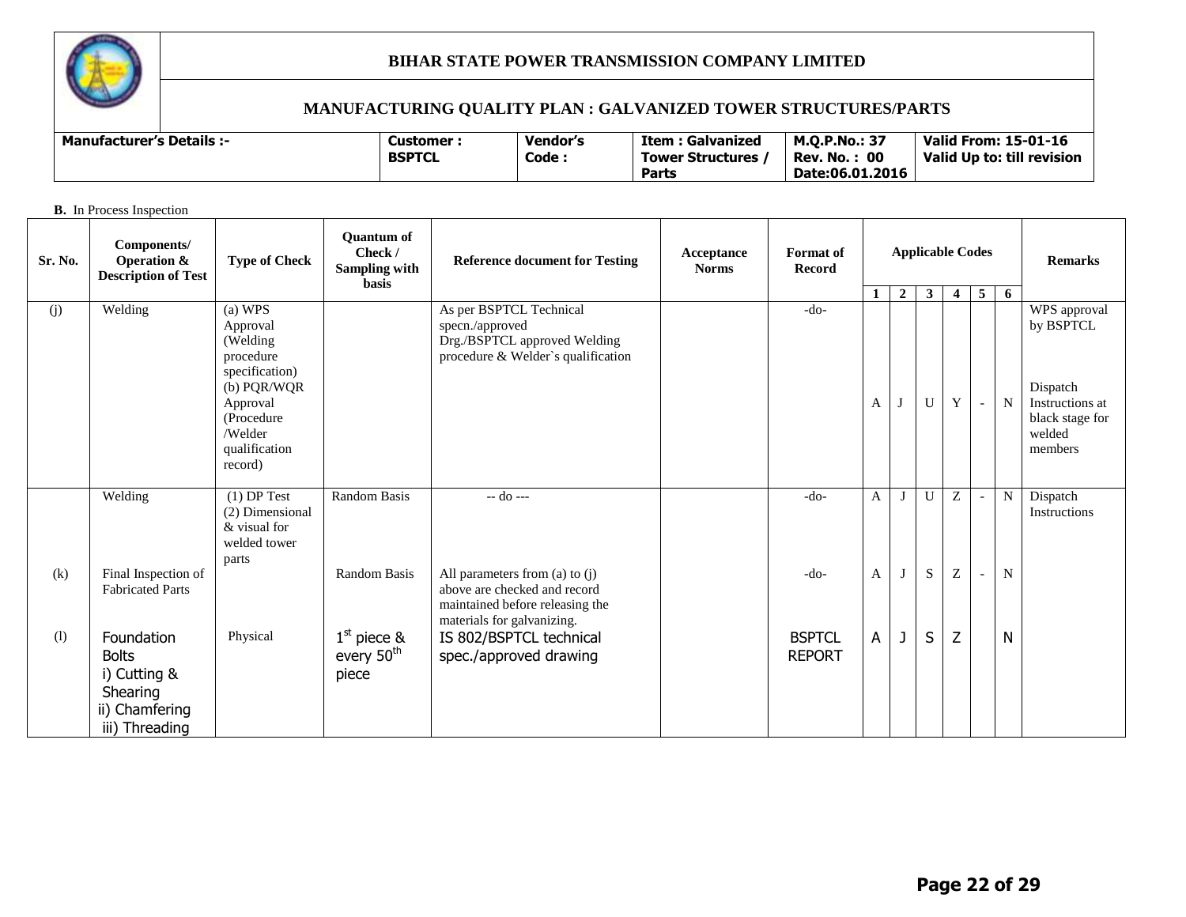**BIHAR STATE POWER TRANSMISSION COMPANY LIMITED**

**MANUFACTURING QUALITY PLAN : GALVANIZED TOWER STRUCTURES/PARTS**

| Manufacturer's Details :- | Customer : BSPTCL | Vendor's Code : | Item : Galvanized Tower Structures / Parts | M.Q.P.No.: 37 Rev. No. : 00 Date:06.01.2016 | Valid From: 15-01-16 Valid Up to: till revision |
|---|---|---|---|---|---|

**B.** In Process Inspection

| Sr. No. | Components/ Operation & Description of Test | Type of Check | Quantum of Check / Sampling with basis | Reference document for Testing | Acceptance Norms | Format of Record | Applicable Codes | | | | | | Remarks |
|---|---|---|---|---|---|---|---|---|---|---|---|---|---|
| | | | | | | | 1 | 2 | 3 | 4 | 5 | 6 | |
| (j) | Welding | (a) WPS Approval (Welding procedure specification) (b) PQR/WQR Approval (Procedure /Welder qualification record) | | As per BSPTCL Technical specn./approved Drg./BSPTCL approved Welding procedure & Welder`s qualification | | -do- | A | J | U | Y | - | N | WPS approval by BSPTCL Dispatch Instructions at black stage for welded members |
| | Welding | (1) DP Test (2) Dimensional & visual for welded tower parts | Random Basis | -- do --- | | -do- | A | J | U | Z | - | N | Dispatch Instructions |
| (k) | Final Inspection of Fabricated Parts | | Random Basis | All parameters from (a) to (j) above are checked and record maintained before releasing the materials for galvanizing. | | -do- | A | J | S | Z | - | N | |
| (l) | Foundation Bolts i) Cutting & Shearing ii) Chamfering iii) Threading | Physical | 1st piece & every 50th piece | IS 802/BSPTCL technical spec./approved drawing | | BSPTCL REPORT | A | J | S | Z | | N | |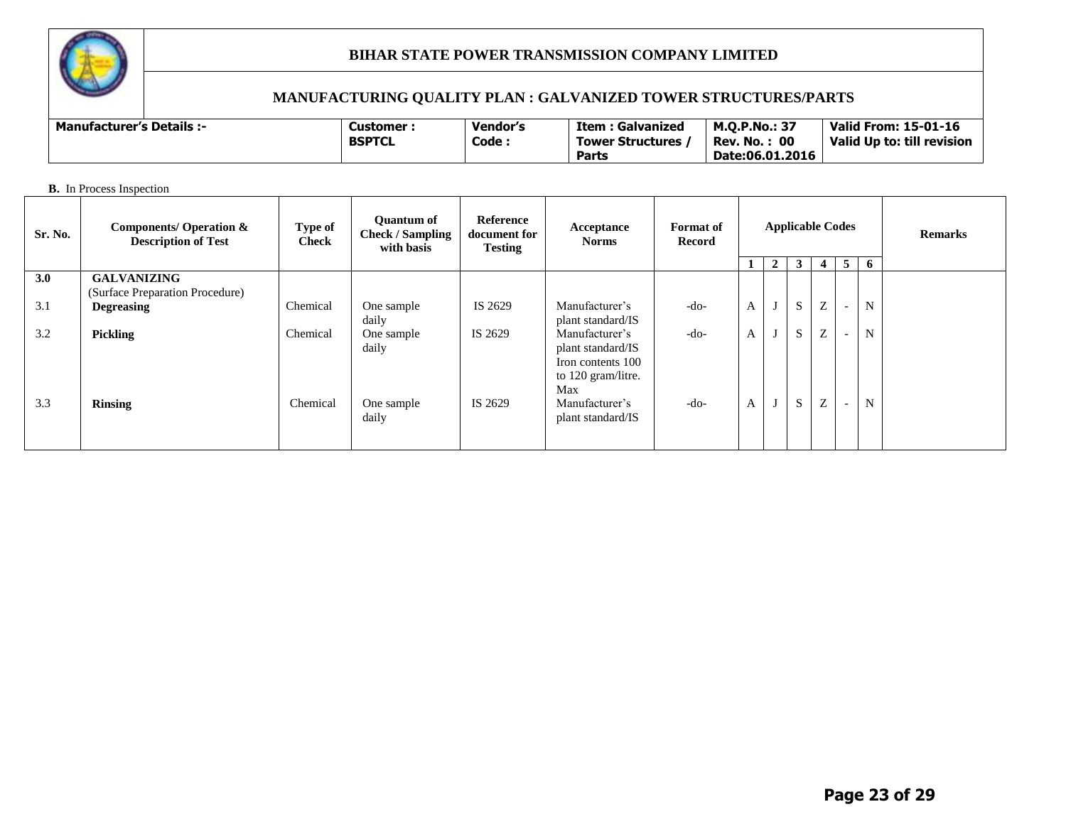**BIHAR STATE POWER TRANSMISSION COMPANY LIMITED**

**MANUFACTURING QUALITY PLAN : GALVANIZED TOWER STRUCTURES/PARTS**

| Manufacturer's Details :- | Customer : BSPTCL | Vendor's Code : | Item : Galvanized Tower Structures / Parts | M.Q.P.No.: 37 Rev. No. : 00 Date:06.01.2016 | Valid From: 15-01-16 Valid Up to: till revision |
|---|---|---|---|---|---|

**B.** In Process Inspection

| Sr. No. | Components/ Operation & Description of Test | Type of Check | Quantum of Check / Sampling with basis | Reference document for Testing | Acceptance Norms | Format of Record | Applicable Codes | | | | | | Remarks |
|---|---|---|---|---|---|---|---|---|---|---|---|---|---|
| | | | | | | | 1 | 2 | 3 | 4 | 5 | 6 | |
| **3.0** | **GALVANIZING** (Surface Preparation Procedure) | | | | | | | | | | | | |
| 3.1 | **Degreasing** | Chemical | One sample daily | IS 2629 | Manufacturer's plant standard/IS | -do- | A | J | S | Z | - | N | |
| 3.2 | **Pickling** | Chemical | One sample daily | IS 2629 | Manufacturer's plant standard/IS Iron contents 100 to 120 gram/litre. Max | -do- | A | J | S | Z | - | N | |
| 3.3 | **Rinsing** | Chemical | One sample daily | IS 2629 | Manufacturer's plant standard/IS | -do- | A | J | S | Z | - | N | |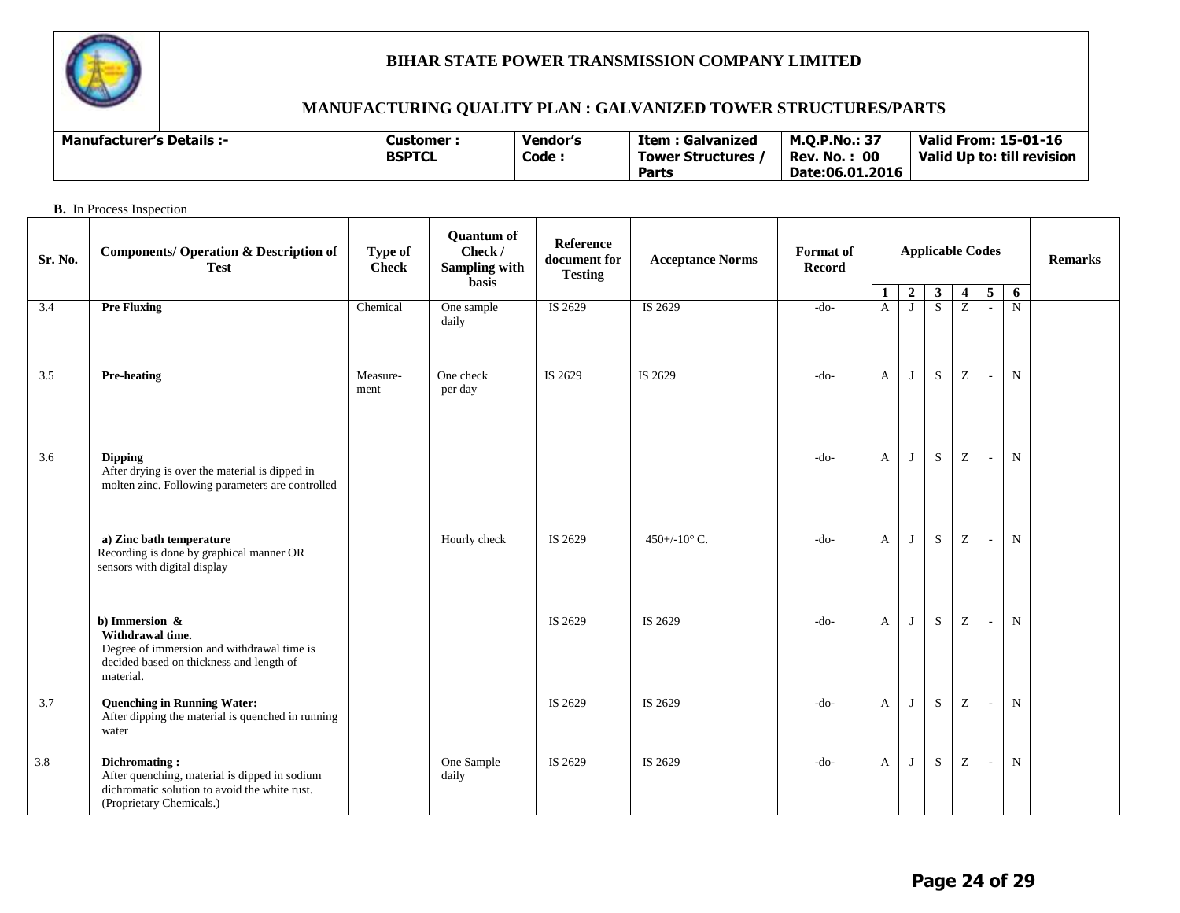**BIHAR STATE POWER TRANSMISSION COMPANY LIMITED**

**MANUFACTURING QUALITY PLAN : GALVANIZED TOWER STRUCTURES/PARTS**

| Manufacturer's Details :- | Customer : BSPTCL | Vendor's Code : | Item : Galvanized Tower Structures / Parts | M.Q.P.No.: 37 Rev. No. : 00 Date:06.01.2016 | Valid From: 15-01-16 Valid Up to: till revision |
|---|---|---|---|---|---|

**B.** In Process Inspection

| Sr. No. | Components/ Operation & Description of Test | Type of Check | Quantum of Check / Sampling with basis | Reference document for Testing | Acceptance Norms | Format of Record | Applicable Codes | | | | | | Remarks |
|---|---|---|---|---|---|---|---|---|---|---|---|---|---|
| | | | | | | | 1 | 2 | 3 | 4 | 5 | 6 | |
| 3.4 | **Pre Fluxing** | Chemical | One sample daily | IS 2629 | IS 2629 | -do- | A | J | S | Z | - | N | |
| 3.5 | **Pre-heating** | Measure-ment | One check per day | IS 2629 | IS 2629 | -do- | A | J | S | Z | - | N | |
| 3.6 | **Dipping** After drying is over the material is dipped in molten zinc. Following parameters are controlled | | | | | -do- | A | J | S | Z | - | N | |
| | **a) Zinc bath temperature** Recording is done by graphical manner OR sensors with digital display | | Hourly check | IS 2629 | 450+/-10° C. | -do- | A | J | S | Z | - | N | |
| | **b) Immersion & Withdrawal time.** Degree of immersion and withdrawal time is decided based on thickness and length of material. | | | IS 2629 | IS 2629 | -do- | A | J | S | Z | - | N | |
| 3.7 | **Quenching in Running Water:** After dipping the material is quenched in running water | | | IS 2629 | IS 2629 | -do- | A | J | S | Z | - | N | |
| 3.8 | **Dichromating :** After quenching, material is dipped in sodium dichromatic solution to avoid the white rust. (Proprietary Chemicals.) | | One Sample daily | IS 2629 | IS 2629 | -do- | A | J | S | Z | - | N | |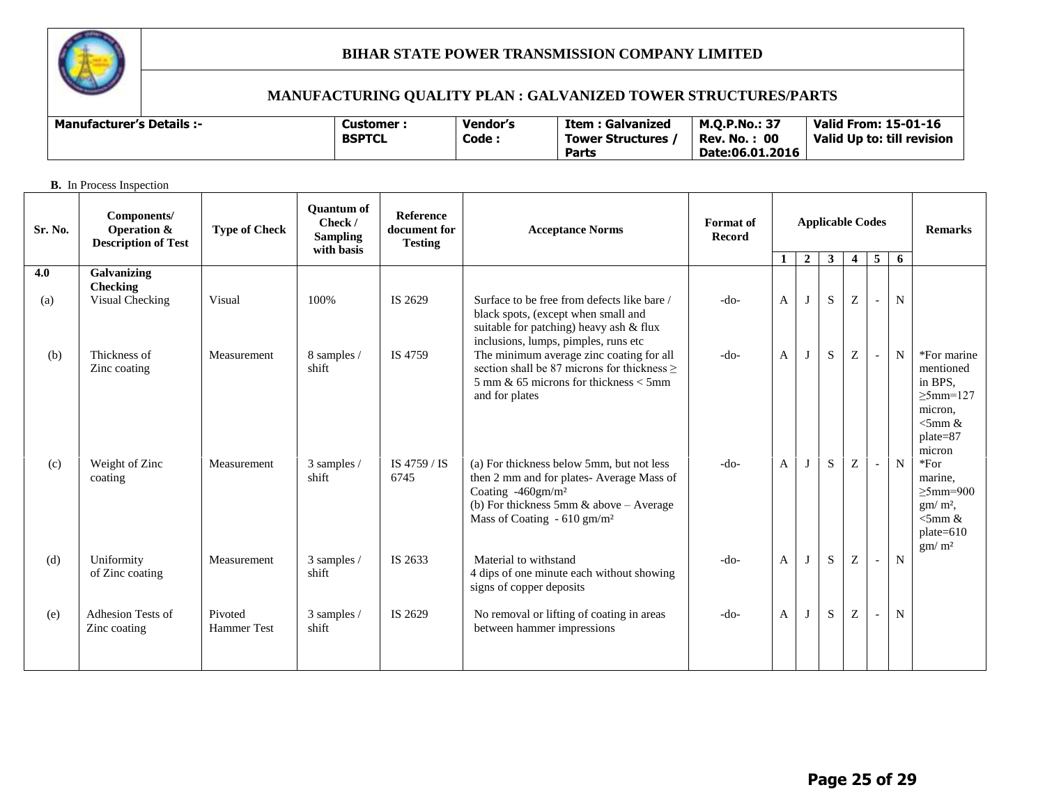## BIHAR STATE POWER TRANSMISSION COMPANY LIMITED

## MANUFACTURING QUALITY PLAN : GALVANIZED TOWER STRUCTURES/PARTS

| Manufacturer's Details :- | Customer : BSPTCL | Vendor's Code : | Item : Galvanized Tower Structures / Parts | M.Q.P.No.: 37 Rev. No. : 00 Date:06.01.2016 | Valid From: 15-01-16 Valid Up to: till revision |
|---|---|---|---|---|---|

**B.** In Process Inspection

| Sr. No. | Components/ Operation & Description of Test | Type of Check | Quantum of Check / Sampling with basis | Reference document for Testing | Acceptance Norms | Format of Record | Applicable Codes | | | | | | Remarks |
|---|---|---|---|---|---|---|---|---|---|---|---|---|---|
| | | | | | | | 1 | 2 | 3 | 4 | 5 | 6 | |
| **4.0** | **Galvanizing Checking** | | | | | | | | | | | | |
| (a) | Visual Checking | Visual | 100% | IS 2629 | Surface to be free from defects like bare / black spots, (except when small and suitable for patching) heavy ash & flux inclusions, lumps, pimples, runs etc | -do- | A | J | S | Z | - | N | |
| (b) | Thickness of Zinc coating | Measurement | 8 samples / shift | IS 4759 | The minimum average zinc coating for all section shall be 87 microns for thickness ≥ 5 mm & 65 microns for thickness < 5mm and for plates | -do- | A | J | S | Z | - | N | *For marine mentioned in BPS, ≥5mm=127 micron, <5mm & plate=87 micron |
| (c) | Weight of Zinc coating | Measurement | 3 samples / shift | IS 4759 / IS 6745 | (a) For thickness below 5mm, but not less then 2 mm and for plates- Average Mass of Coating -460gm/m² (b) For thickness 5mm & above – Average Mass of Coating - 610 gm/m² | -do- | A | J | S | Z | - | N | *For marine, ≥5mm=900 gm/ m², <5mm & plate=610 gm/ m² |
| (d) | Uniformity of Zinc coating | Measurement | 3 samples / shift | IS 2633 | Material to withstand 4 dips of one minute each without showing signs of copper deposits | -do- | A | J | S | Z | - | N | |
| (e) | Adhesion Tests of Zinc coating | Pivoted Hammer Test | 3 samples / shift | IS 2629 | No removal or lifting of coating in areas between hammer impressions | -do- | A | J | S | Z | - | N | |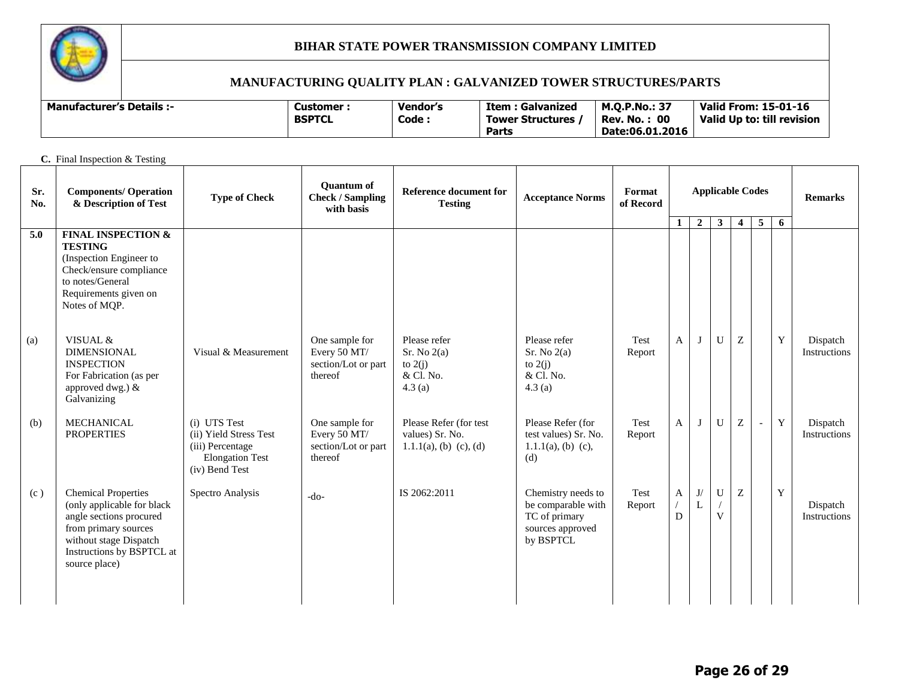| BIHAR STATE POWER TRANSMISSION COMPANY LIMITED | | | | | |
|---|---|---|---|---|---|
| MANUFACTURING QUALITY PLAN : GALVANIZED TOWER STRUCTURES/PARTS | | | | | |
| **Manufacturer's Details :-** | **Customer : BSPTCL** | **Vendor's Code :** | **Item : Galvanized Tower Structures / Parts** | **M.Q.P.No.: 37 Rev. No. : 00 Date:06.01.2016** | **Valid From: 15-01-16 Valid Up to: till revision** |

**C.** Final Inspection & Testing

| Sr. No. | Components/ Operation & Description of Test | Type of Check | Quantum of Check / Sampling with basis | Reference document for Testing | Acceptance Norms | Format of Record | Applicable Codes | | | | | | Remarks |
|---|---|---|---|---|---|---|---|---|---|---|---|---|---|
| | | | | | | | 1 | 2 | 3 | 4 | 5 | 6 | |
| **5.0** | **FINAL INSPECTION & TESTING** (Inspection Engineer to Check/ensure compliance to notes/General Requirements given on Notes of MQP. | | | | | | | | | | | | |
| (a) | VISUAL & DIMENSIONAL INSPECTION For Fabrication (as per approved dwg.) & Galvanizing | Visual & Measurement | One sample for Every 50 MT/ section/Lot or part thereof | Please refer Sr. No 2(a) to 2(j) & Cl. No. 4.3 (a) | Please refer Sr. No 2(a) to 2(j) & Cl. No. 4.3 (a) | Test Report | A | J | U | Z | | Y | Dispatch Instructions |
| (b) | MECHANICAL PROPERTIES | (i) UTS Test (ii) Yield Stress Test (iii) Percentage Elongation Test (iv) Bend Test | One sample for Every 50 MT/ section/Lot or part thereof | Please Refer (for test values) Sr. No. 1.1.1(a), (b) (c), (d) | Please Refer (for test values) Sr. No. 1.1.1(a), (b) (c), (d) | Test Report | A | J | U | Z | - | Y | Dispatch Instructions |
| (c ) | Chemical Properties (only applicable for black angle sections procured from primary sources without stage Dispatch Instructions by BSPTCL at source place) | Spectro Analysis | -do- | IS 2062:2011 | Chemistry needs to be comparable with TC of primary sources approved by BSPTCL | Test Report | A / D | J/ L | U / V | Z | | Y | Dispatch Instructions |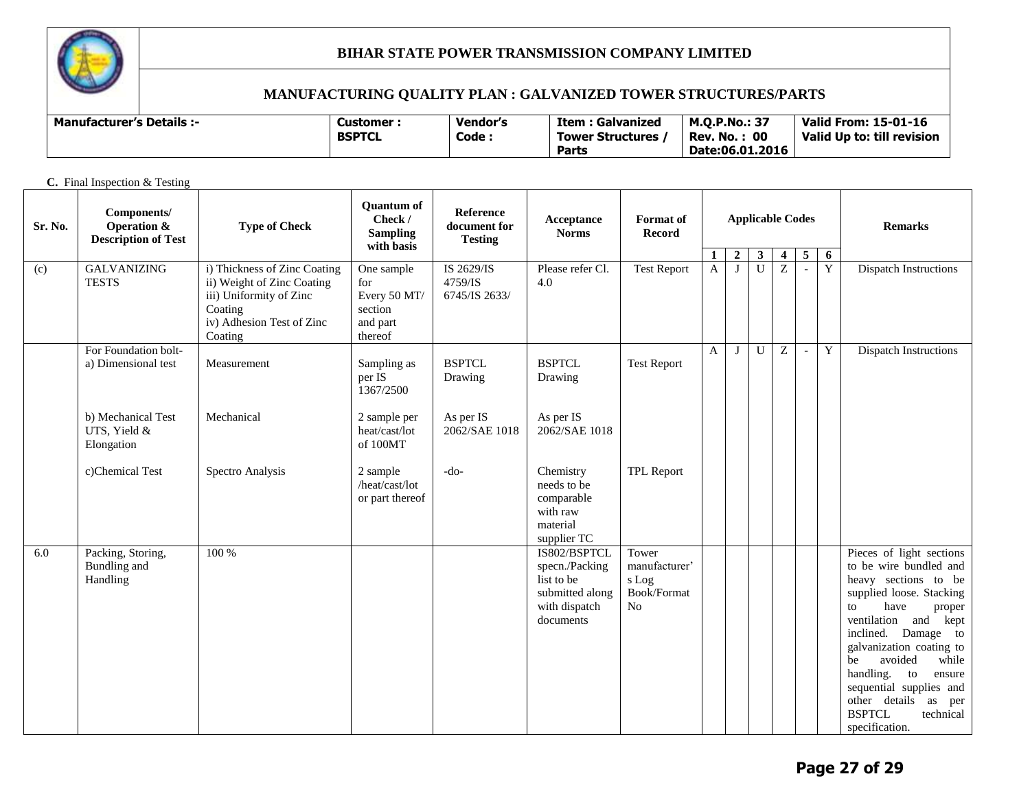**BIHAR STATE POWER TRANSMISSION COMPANY LIMITED**

**MANUFACTURING QUALITY PLAN : GALVANIZED TOWER STRUCTURES/PARTS**

| Manufacturer's Details :- | Customer : BSPTCL | Vendor's Code : | Item : Galvanized Tower Structures / Parts | M.Q.P.No.: 37 Rev. No. : 00 Date:06.01.2016 | Valid From: 15-01-16 Valid Up to: till revision |
|---|---|---|---|---|---|

**C.** Final Inspection & Testing

| Sr. No. | Components/ Operation & Description of Test | Type of Check | Quantum of Check / Sampling with basis | Reference document for Testing | Acceptance Norms | Format of Record | Applicable Codes | | | | | | Remarks |
|---|---|---|---|---|---|---|---|---|---|---|---|---|---|
| | | | | | | | 1 | 2 | 3 | 4 | 5 | 6 | |
| (c) | GALVANIZING TESTS | i) Thickness of Zinc Coating ii) Weight of Zinc Coating iii) Uniformity of Zinc Coating iv) Adhesion Test of Zinc Coating | One sample for Every 50 MT/ section and part thereof | IS 2629/IS 4759/IS 6745/IS 2633/ | Please refer Cl. 4.0 | Test Report | A | J | U | Z | - | Y | Dispatch Instructions |
| | For Foundation bolt- a) Dimensional test | Measurement | Sampling as per IS 1367/2500 | BSPTCL Drawing | BSPTCL Drawing | Test Report | A | J | U | Z | - | Y | Dispatch Instructions |
| | b) Mechanical Test UTS, Yield & Elongation | Mechanical | 2 sample per heat/cast/lot of 100MT | As per IS 2062/SAE 1018 | As per IS 2062/SAE 1018 | | | | | | | | |
| | c)Chemical Test | Spectro Analysis | 2 sample /heat/cast/lot or part thereof | -do- | Chemistry needs to be comparable with raw material supplier TC | TPL Report | | | | | | | |
| 6.0 | Packing, Storing, Bundling and Handling | 100 % | | | IS802/BSPTCL specn./Packing list to be submitted along with dispatch documents | Tower manufacturer's Log Book/Format No | | | | | | | Pieces of light sections to be wire bundled and heavy sections to be supplied loose. Stacking to have proper ventilation and kept inclined. Damage to galvanization coating to be avoided while handling. to ensure sequential supplies and other details as per BSPTCL technical specification. |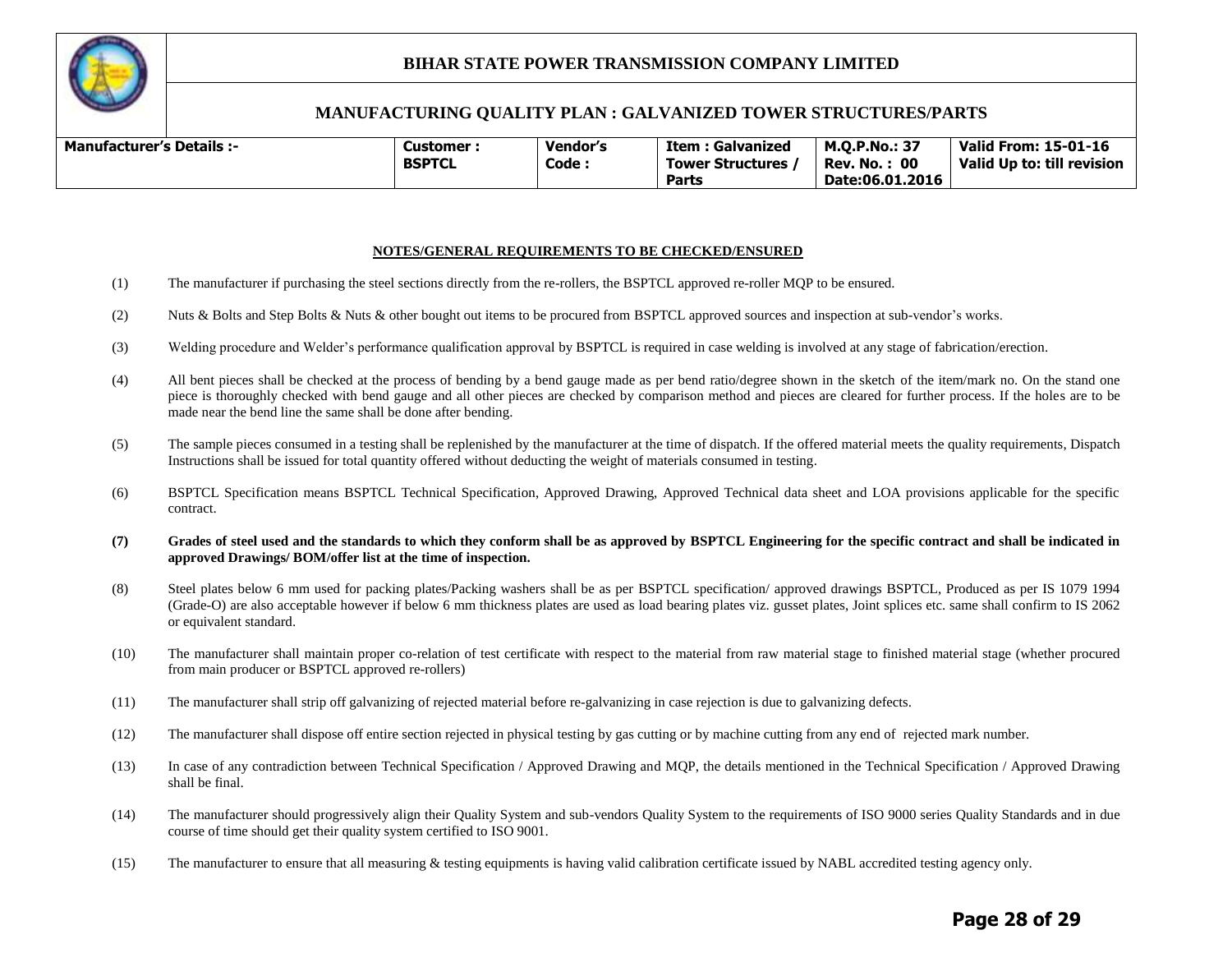# BIHAR STATE POWER TRANSMISSION COMPANY LIMITED

## MANUFACTURING QUALITY PLAN : GALVANIZED TOWER STRUCTURES/PARTS

| Manufacturer's Details :- | Customer : BSPTCL | Vendor's Code : | Item : Galvanized Tower Structures / Parts | M.Q.P.No.: 37 Rev. No. : 00 Date:06.01.2016 | Valid From: 15-01-16 Valid Up to: till revision |
|---|---|---|---|---|---|

**NOTES/GENERAL REQUIREMENTS TO BE CHECKED/ENSURED**

(1) The manufacturer if purchasing the steel sections directly from the re-rollers, the BSPTCL approved re-roller MQP to be ensured.

(2) Nuts & Bolts and Step Bolts & Nuts & other bought out items to be procured from BSPTCL approved sources and inspection at sub-vendor's works.

(3) Welding procedure and Welder's performance qualification approval by BSPTCL is required in case welding is involved at any stage of fabrication/erection.

(4) All bent pieces shall be checked at the process of bending by a bend gauge made as per bend ratio/degree shown in the sketch of the item/mark no. On the stand one piece is thoroughly checked with bend gauge and all other pieces are checked by comparison method and pieces are cleared for further process. If the holes are to be made near the bend line the same shall be done after bending.

(5) The sample pieces consumed in a testing shall be replenished by the manufacturer at the time of dispatch. If the offered material meets the quality requirements, Dispatch Instructions shall be issued for total quantity offered without deducting the weight of materials consumed in testing.

(6) BSPTCL Specification means BSPTCL Technical Specification, Approved Drawing, Approved Technical data sheet and LOA provisions applicable for the specific contract.

**(7) Grades of steel used and the standards to which they conform shall be as approved by BSPTCL Engineering for the specific contract and shall be indicated in approved Drawings/ BOM/offer list at the time of inspection.**

(8) Steel plates below 6 mm used for packing plates/Packing washers shall be as per BSPTCL specification/ approved drawings BSPTCL, Produced as per IS 1079 1994 (Grade-O) are also acceptable however if below 6 mm thickness plates are used as load bearing plates viz. gusset plates, Joint splices etc. same shall confirm to IS 2062 or equivalent standard.

(10) The manufacturer shall maintain proper co-relation of test certificate with respect to the material from raw material stage to finished material stage (whether procured from main producer or BSPTCL approved re-rollers)

(11) The manufacturer shall strip off galvanizing of rejected material before re-galvanizing in case rejection is due to galvanizing defects.

(12) The manufacturer shall dispose off entire section rejected in physical testing by gas cutting or by machine cutting from any end of rejected mark number.

(13) In case of any contradiction between Technical Specification / Approved Drawing and MQP, the details mentioned in the Technical Specification / Approved Drawing shall be final.

(14) The manufacturer should progressively align their Quality System and sub-vendors Quality System to the requirements of ISO 9000 series Quality Standards and in due course of time should get their quality system certified to ISO 9001.

(15) The manufacturer to ensure that all measuring & testing equipments is having valid calibration certificate issued by NABL accredited testing agency only.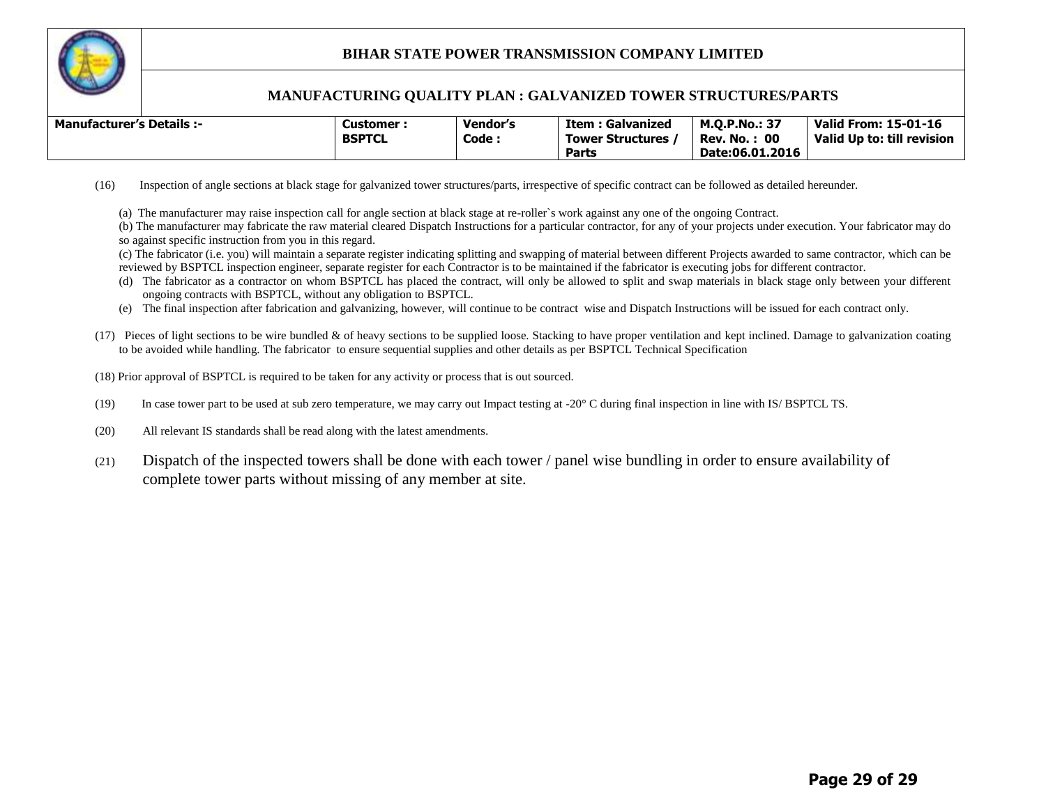(16) Inspection of angle sections at black stage for galvanized tower structures/parts, irrespective of specific contract can be followed as detailed hereunder.

(a) The manufacturer may raise inspection call for angle section at black stage at re-roller`s work against any one of the ongoing Contract.

(b) The manufacturer may fabricate the raw material cleared Dispatch Instructions for a particular contractor, for any of your projects under execution. Your fabricator may do so against specific instruction from you in this regard.

(c) The fabricator (i.e. you) will maintain a separate register indicating splitting and swapping of material between different Projects awarded to same contractor, which can be reviewed by BSPTCL inspection engineer, separate register for each Contractor is to be maintained if the fabricator is executing jobs for different contractor.

(d) The fabricator as a contractor on whom BSPTCL has placed the contract, will only be allowed to split and swap materials in black stage only between your different ongoing contracts with BSPTCL, without any obligation to BSPTCL.

(e) The final inspection after fabrication and galvanizing, however, will continue to be contract wise and Dispatch Instructions will be issued for each contract only.

(17) Pieces of light sections to be wire bundled & of heavy sections to be supplied loose. Stacking to have proper ventilation and kept inclined. Damage to galvanization coating to be avoided while handling. The fabricator to ensure sequential supplies and other details as per BSPTCL Technical Specification

(18) Prior approval of BSPTCL is required to be taken for any activity or process that is out sourced.

(19) In case tower part to be used at sub zero temperature, we may carry out Impact testing at -20° C during final inspection in line with IS/ BSPTCL TS.

(20) All relevant IS standards shall be read along with the latest amendments.

(21) Dispatch of the inspected towers shall be done with each tower / panel wise bundling in order to ensure availability of complete tower parts without missing of any member at site.